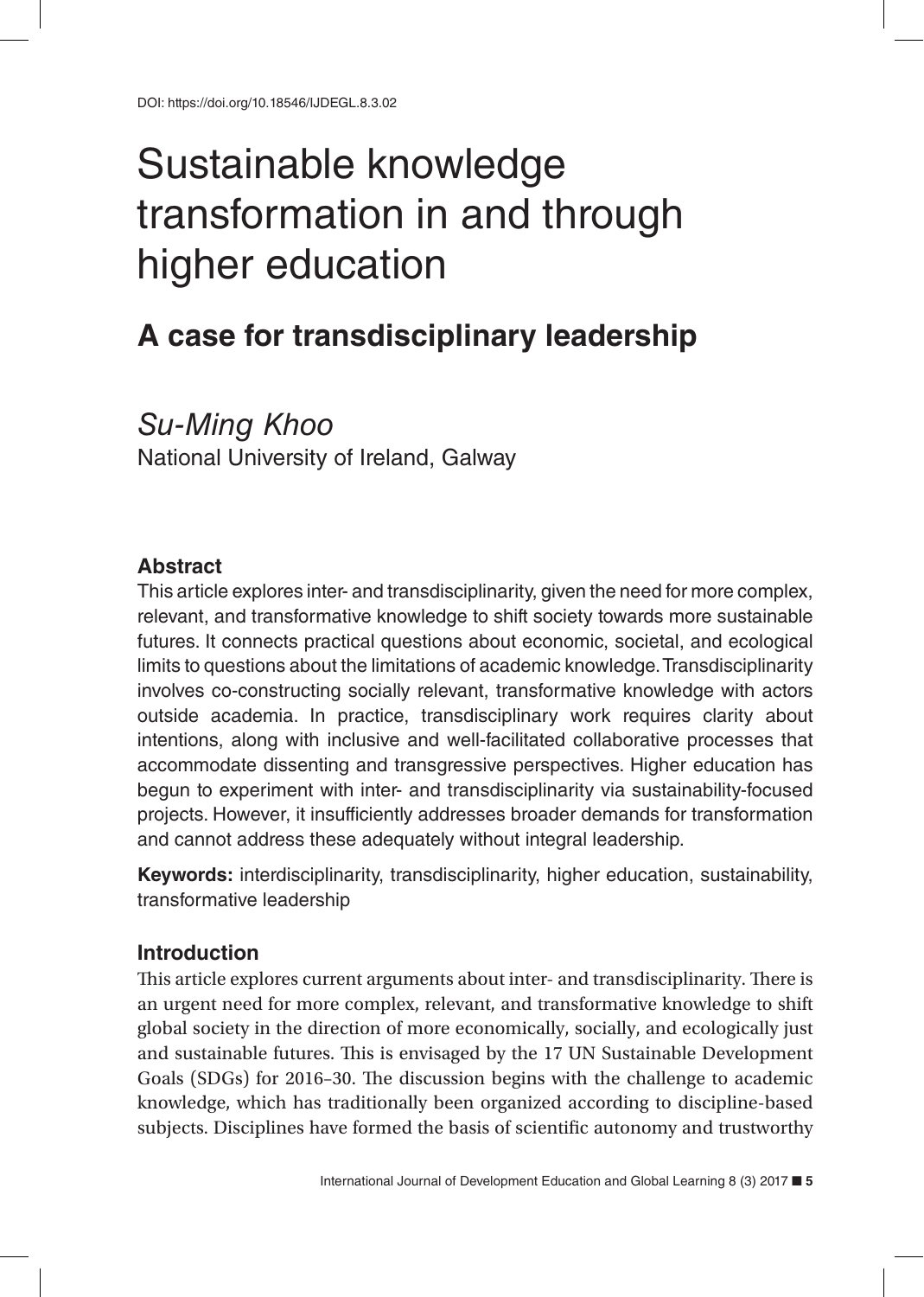DOI: https://doi.org/10.18546/IJDEGL.8.3.02

# Sustainable knowledge transformation in and through higher education

## A case for transdisciplinary leadership

*Su-Ming Khoo*
National University of Ireland, Galway

### Abstract

This article explores inter- and transdisciplinarity, given the need for more complex, relevant, and transformative knowledge to shift society towards more sustainable futures. It connects practical questions about economic, societal, and ecological limits to questions about the limitations of academic knowledge. Transdisciplinarity involves co-constructing socially relevant, transformative knowledge with actors outside academia. In practice, transdisciplinary work requires clarity about intentions, along with inclusive and well-facilitated collaborative processes that accommodate dissenting and transgressive perspectives. Higher education has begun to experiment with inter- and transdisciplinarity via sustainability-focused projects. However, it insufficiently addresses broader demands for transformation and cannot address these adequately without integral leadership.

**Keywords:** interdisciplinarity, transdisciplinarity, higher education, sustainability, transformative leadership

### Introduction

This article explores current arguments about inter- and transdisciplinarity. There is an urgent need for more complex, relevant, and transformative knowledge to shift global society in the direction of more economically, socially, and ecologically just and sustainable futures. This is envisaged by the 17 UN Sustainable Development Goals (SDGs) for 2016–30. The discussion begins with the challenge to academic knowledge, which has traditionally been organized according to discipline-based subjects. Disciplines have formed the basis of scientific autonomy and trustworthy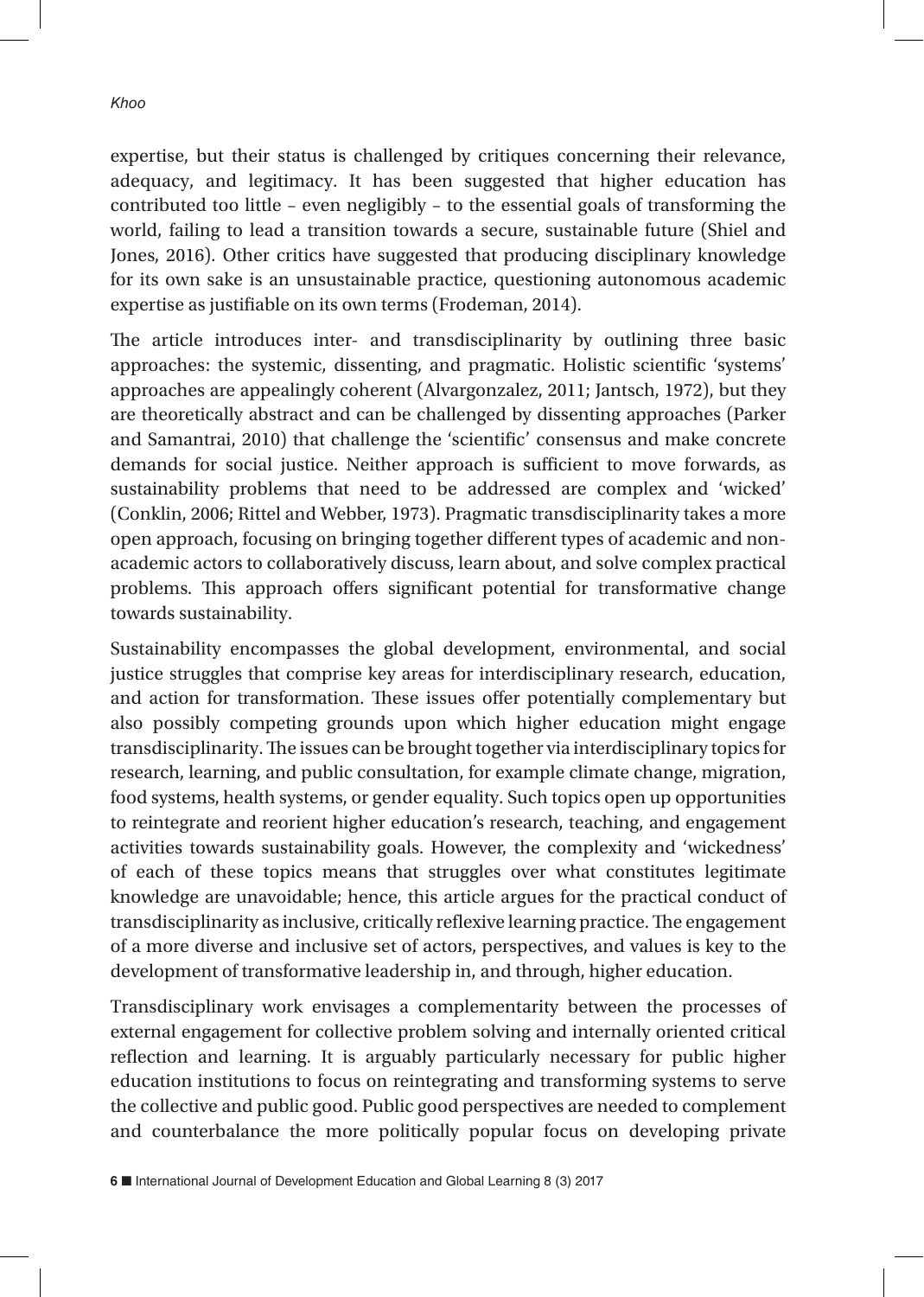expertise, but their status is challenged by critiques concerning their relevance, adequacy, and legitimacy. It has been suggested that higher education has contributed too little – even negligibly – to the essential goals of transforming the world, failing to lead a transition towards a secure, sustainable future (Shiel and Jones, 2016). Other critics have suggested that producing disciplinary knowledge for its own sake is an unsustainable practice, questioning autonomous academic expertise as justifiable on its own terms (Frodeman, 2014).

The article introduces inter- and transdisciplinarity by outlining three basic approaches: the systemic, dissenting, and pragmatic. Holistic scientific 'systems' approaches are appealingly coherent (Alvargonzalez, 2011; Jantsch, 1972), but they are theoretically abstract and can be challenged by dissenting approaches (Parker and Samantrai, 2010) that challenge the 'scientific' consensus and make concrete demands for social justice. Neither approach is sufficient to move forwards, as sustainability problems that need to be addressed are complex and 'wicked' (Conklin, 2006; Rittel and Webber, 1973). Pragmatic transdisciplinarity takes a more open approach, focusing on bringing together different types of academic and non-academic actors to collaboratively discuss, learn about, and solve complex practical problems. This approach offers significant potential for transformative change towards sustainability.

Sustainability encompasses the global development, environmental, and social justice struggles that comprise key areas for interdisciplinary research, education, and action for transformation. These issues offer potentially complementary but also possibly competing grounds upon which higher education might engage transdisciplinarity. The issues can be brought together via interdisciplinary topics for research, learning, and public consultation, for example climate change, migration, food systems, health systems, or gender equality. Such topics open up opportunities to reintegrate and reorient higher education's research, teaching, and engagement activities towards sustainability goals. However, the complexity and 'wickedness' of each of these topics means that struggles over what constitutes legitimate knowledge are unavoidable; hence, this article argues for the practical conduct of transdisciplinarity as inclusive, critically reflexive learning practice. The engagement of a more diverse and inclusive set of actors, perspectives, and values is key to the development of transformative leadership in, and through, higher education.

Transdisciplinary work envisages a complementarity between the processes of external engagement for collective problem solving and internally oriented critical reflection and learning. It is arguably particularly necessary for public higher education institutions to focus on reintegrating and transforming systems to serve the collective and public good. Public good perspectives are needed to complement and counterbalance the more politically popular focus on developing private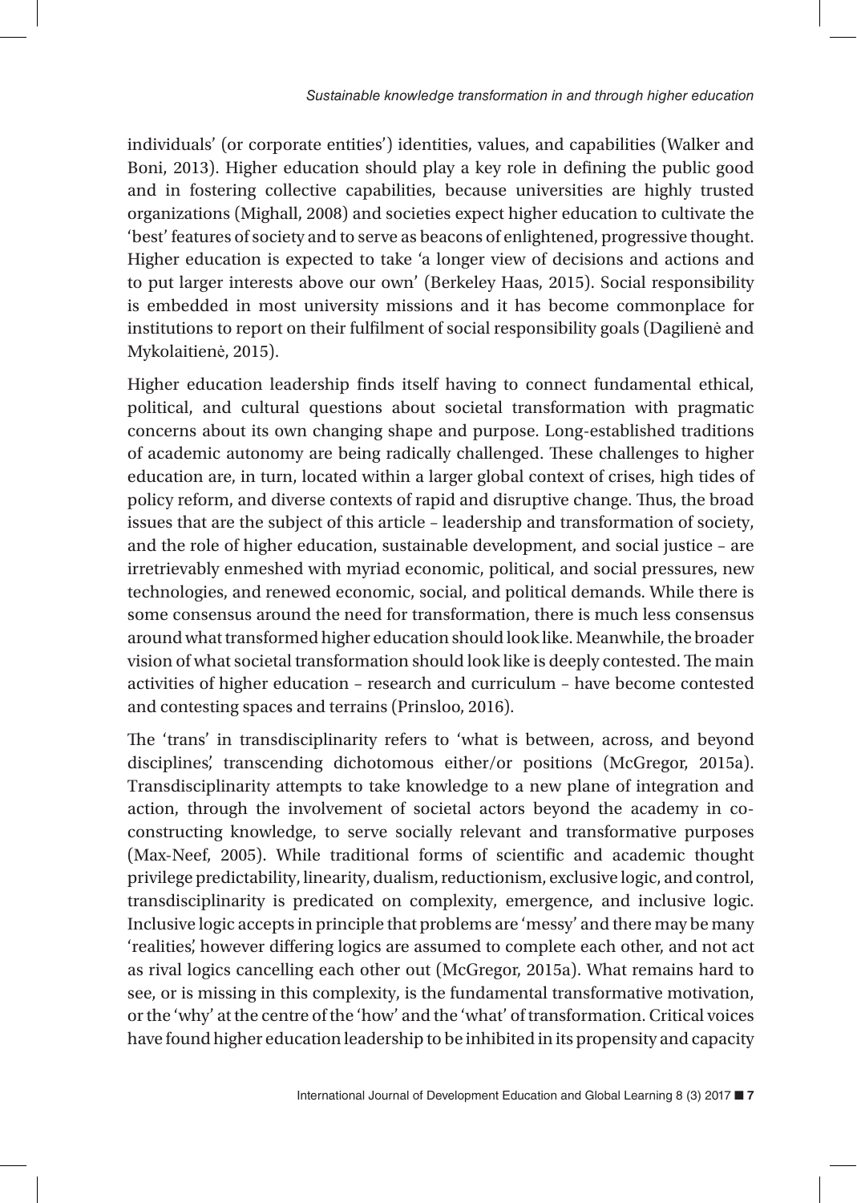individuals' (or corporate entities') identities, values, and capabilities (Walker and Boni, 2013). Higher education should play a key role in defining the public good and in fostering collective capabilities, because universities are highly trusted organizations (Mighall, 2008) and societies expect higher education to cultivate the 'best' features of society and to serve as beacons of enlightened, progressive thought. Higher education is expected to take 'a longer view of decisions and actions and to put larger interests above our own' (Berkeley Haas, 2015). Social responsibility is embedded in most university missions and it has become commonplace for institutions to report on their fulfilment of social responsibility goals (Dagilienė and Mykolaitienė, 2015).

Higher education leadership finds itself having to connect fundamental ethical, political, and cultural questions about societal transformation with pragmatic concerns about its own changing shape and purpose. Long-established traditions of academic autonomy are being radically challenged. These challenges to higher education are, in turn, located within a larger global context of crises, high tides of policy reform, and diverse contexts of rapid and disruptive change. Thus, the broad issues that are the subject of this article – leadership and transformation of society, and the role of higher education, sustainable development, and social justice – are irretrievably enmeshed with myriad economic, political, and social pressures, new technologies, and renewed economic, social, and political demands. While there is some consensus around the need for transformation, there is much less consensus around what transformed higher education should look like. Meanwhile, the broader vision of what societal transformation should look like is deeply contested. The main activities of higher education – research and curriculum – have become contested and contesting spaces and terrains (Prinsloo, 2016).

The 'trans' in transdisciplinarity refers to 'what is between, across, and beyond disciplines', transcending dichotomous either/or positions (McGregor, 2015a). Transdisciplinarity attempts to take knowledge to a new plane of integration and action, through the involvement of societal actors beyond the academy in co-constructing knowledge, to serve socially relevant and transformative purposes (Max-Neef, 2005). While traditional forms of scientific and academic thought privilege predictability, linearity, dualism, reductionism, exclusive logic, and control, transdisciplinarity is predicated on complexity, emergence, and inclusive logic. Inclusive logic accepts in principle that problems are 'messy' and there may be many 'realities', however differing logics are assumed to complete each other, and not act as rival logics cancelling each other out (McGregor, 2015a). What remains hard to see, or is missing in this complexity, is the fundamental transformative motivation, or the 'why' at the centre of the 'how' and the 'what' of transformation. Critical voices have found higher education leadership to be inhibited in its propensity and capacity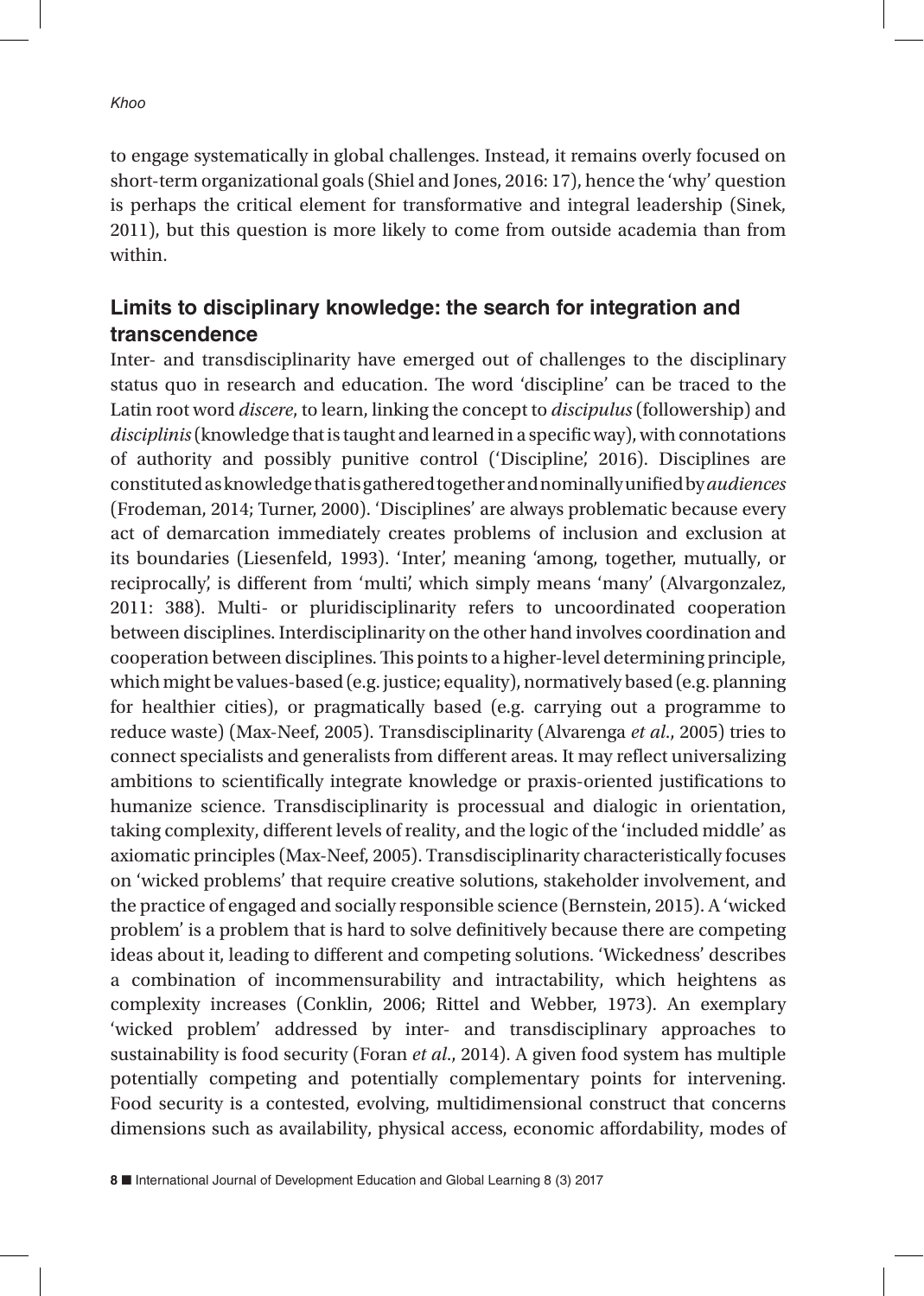to engage systematically in global challenges. Instead, it remains overly focused on short-term organizational goals (Shiel and Jones, 2016: 17), hence the 'why' question is perhaps the critical element for transformative and integral leadership (Sinek, 2011), but this question is more likely to come from outside academia than from within.

## Limits to disciplinary knowledge: the search for integration and transcendence

Inter- and transdisciplinarity have emerged out of challenges to the disciplinary status quo in research and education. The word 'discipline' can be traced to the Latin root word *discere*, to learn, linking the concept to *discipulus* (followership) and *disciplinis* (knowledge that is taught and learned in a specific way), with connotations of authority and possibly punitive control ('Discipline', 2016). Disciplines are constituted as knowledge that is gathered together and nominally unified by *audiences* (Frodeman, 2014; Turner, 2000). 'Disciplines' are always problematic because every act of demarcation immediately creates problems of inclusion and exclusion at its boundaries (Liesenfeld, 1993). 'Inter', meaning 'among, together, mutually, or reciprocally', is different from 'multi', which simply means 'many' (Alvargonzalez, 2011: 388). Multi- or pluridisciplinarity refers to uncoordinated cooperation between disciplines. Interdisciplinarity on the other hand involves coordination and cooperation between disciplines. This points to a higher-level determining principle, which might be values-based (e.g. justice; equality), normatively based (e.g. planning for healthier cities), or pragmatically based (e.g. carrying out a programme to reduce waste) (Max-Neef, 2005). Transdisciplinarity (Alvarenga *et al.*, 2005) tries to connect specialists and generalists from different areas. It may reflect universalizing ambitions to scientifically integrate knowledge or praxis-oriented justifications to humanize science. Transdisciplinarity is processual and dialogic in orientation, taking complexity, different levels of reality, and the logic of the 'included middle' as axiomatic principles (Max-Neef, 2005). Transdisciplinarity characteristically focuses on 'wicked problems' that require creative solutions, stakeholder involvement, and the practice of engaged and socially responsible science (Bernstein, 2015). A 'wicked problem' is a problem that is hard to solve definitively because there are competing ideas about it, leading to different and competing solutions. 'Wickedness' describes a combination of incommensurability and intractability, which heightens as complexity increases (Conklin, 2006; Rittel and Webber, 1973). An exemplary 'wicked problem' addressed by inter- and transdisciplinary approaches to sustainability is food security (Foran *et al.*, 2014). A given food system has multiple potentially competing and potentially complementary points for intervening. Food security is a contested, evolving, multidimensional construct that concerns dimensions such as availability, physical access, economic affordability, modes of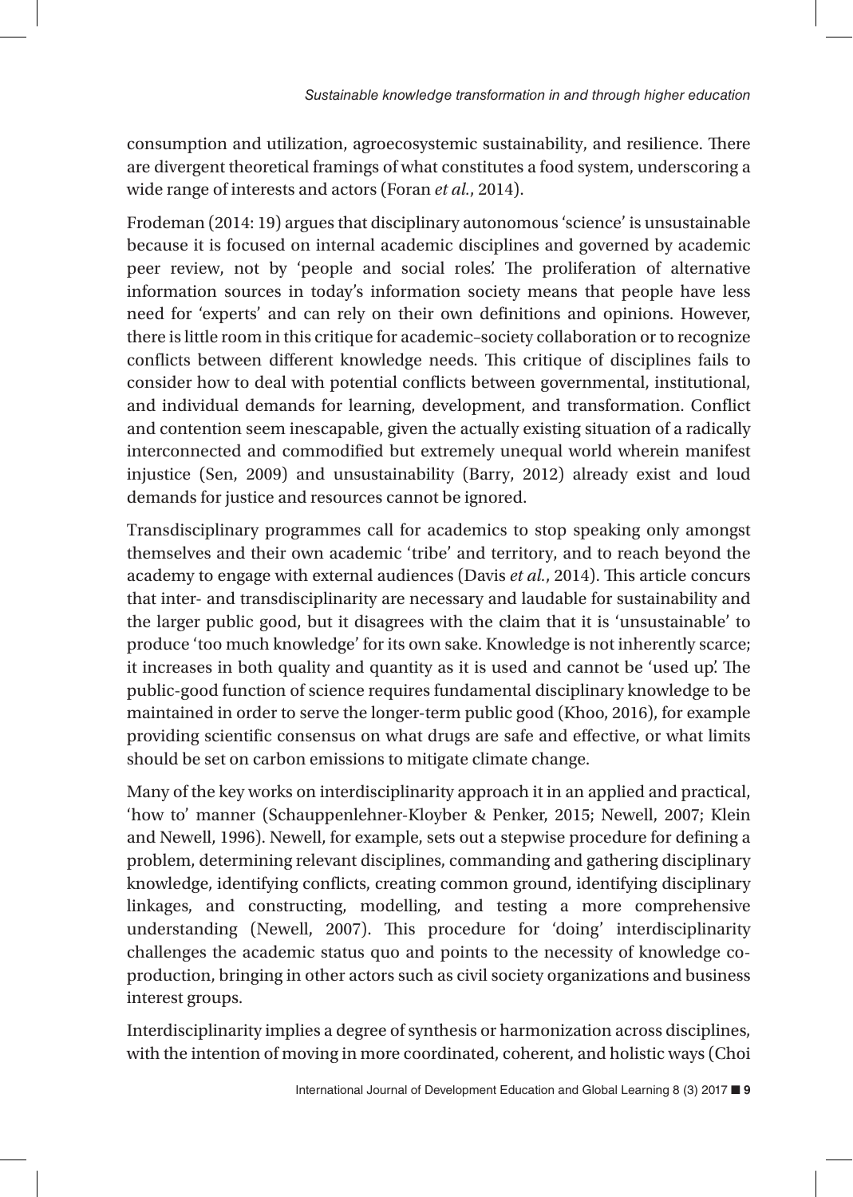consumption and utilization, agroecosystemic sustainability, and resilience. There are divergent theoretical framings of what constitutes a food system, underscoring a wide range of interests and actors (Foran *et al.*, 2014).

Frodeman (2014: 19) argues that disciplinary autonomous 'science' is unsustainable because it is focused on internal academic disciplines and governed by academic peer review, not by 'people and social roles'. The proliferation of alternative information sources in today's information society means that people have less need for 'experts' and can rely on their own definitions and opinions. However, there is little room in this critique for academic–society collaboration or to recognize conflicts between different knowledge needs. This critique of disciplines fails to consider how to deal with potential conflicts between governmental, institutional, and individual demands for learning, development, and transformation. Conflict and contention seem inescapable, given the actually existing situation of a radically interconnected and commodified but extremely unequal world wherein manifest injustice (Sen, 2009) and unsustainability (Barry, 2012) already exist and loud demands for justice and resources cannot be ignored.

Transdisciplinary programmes call for academics to stop speaking only amongst themselves and their own academic 'tribe' and territory, and to reach beyond the academy to engage with external audiences (Davis *et al.*, 2014). This article concurs that inter- and transdisciplinarity are necessary and laudable for sustainability and the larger public good, but it disagrees with the claim that it is 'unsustainable' to produce 'too much knowledge' for its own sake. Knowledge is not inherently scarce; it increases in both quality and quantity as it is used and cannot be 'used up'. The public-good function of science requires fundamental disciplinary knowledge to be maintained in order to serve the longer-term public good (Khoo, 2016), for example providing scientific consensus on what drugs are safe and effective, or what limits should be set on carbon emissions to mitigate climate change.

Many of the key works on interdisciplinarity approach it in an applied and practical, 'how to' manner (Schauppenlehner-Kloyber & Penker, 2015; Newell, 2007; Klein and Newell, 1996). Newell, for example, sets out a stepwise procedure for defining a problem, determining relevant disciplines, commanding and gathering disciplinary knowledge, identifying conflicts, creating common ground, identifying disciplinary linkages, and constructing, modelling, and testing a more comprehensive understanding (Newell, 2007). This procedure for 'doing' interdisciplinarity challenges the academic status quo and points to the necessity of knowledge co-production, bringing in other actors such as civil society organizations and business interest groups.

Interdisciplinarity implies a degree of synthesis or harmonization across disciplines, with the intention of moving in more coordinated, coherent, and holistic ways (Choi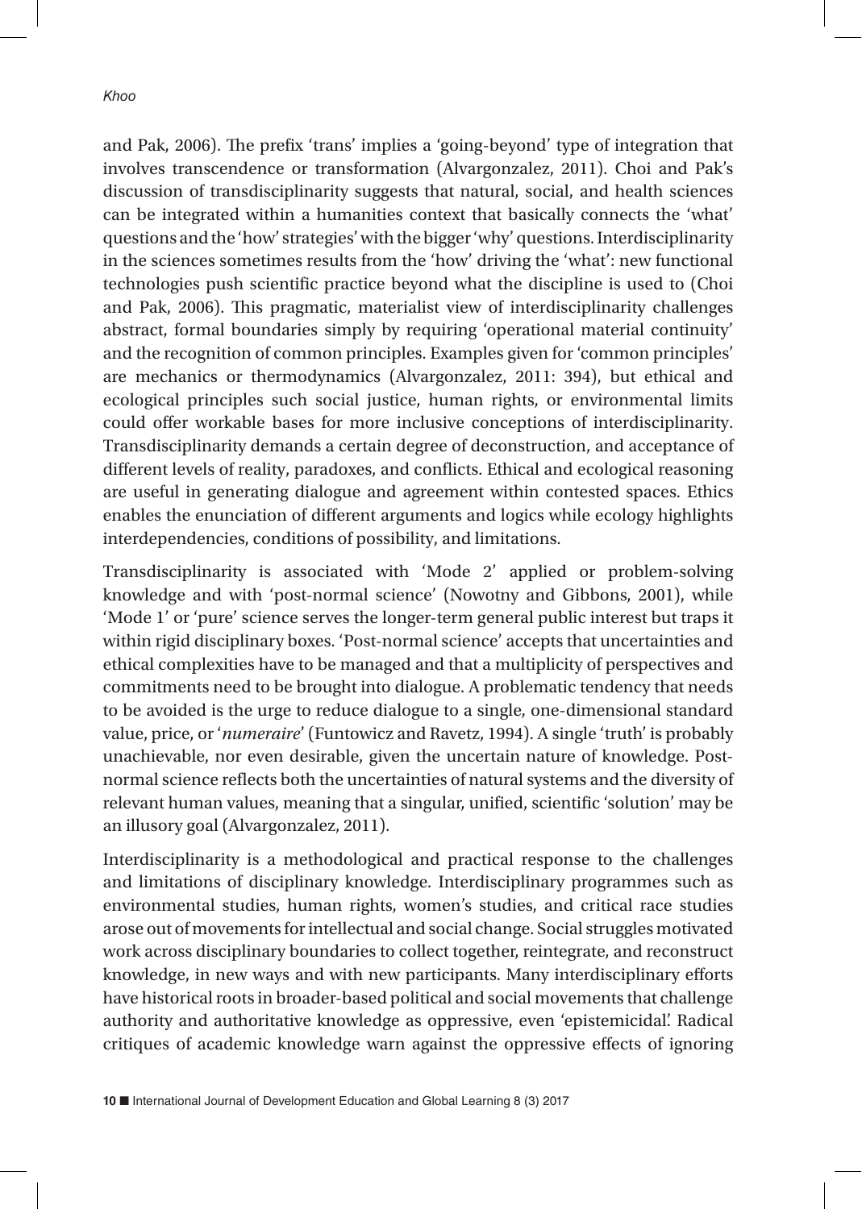and Pak, 2006). The prefix 'trans' implies a 'going-beyond' type of integration that involves transcendence or transformation (Alvargonzalez, 2011). Choi and Pak's discussion of transdisciplinarity suggests that natural, social, and health sciences can be integrated within a humanities context that basically connects the 'what' questions and the 'how' strategies' with the bigger 'why' questions. Interdisciplinarity in the sciences sometimes results from the 'how' driving the 'what': new functional technologies push scientific practice beyond what the discipline is used to (Choi and Pak, 2006). This pragmatic, materialist view of interdisciplinarity challenges abstract, formal boundaries simply by requiring 'operational material continuity' and the recognition of common principles. Examples given for 'common principles' are mechanics or thermodynamics (Alvargonzalez, 2011: 394), but ethical and ecological principles such social justice, human rights, or environmental limits could offer workable bases for more inclusive conceptions of interdisciplinarity. Transdisciplinarity demands a certain degree of deconstruction, and acceptance of different levels of reality, paradoxes, and conflicts. Ethical and ecological reasoning are useful in generating dialogue and agreement within contested spaces. Ethics enables the enunciation of different arguments and logics while ecology highlights interdependencies, conditions of possibility, and limitations.

Transdisciplinarity is associated with 'Mode 2' applied or problem-solving knowledge and with 'post-normal science' (Nowotny and Gibbons, 2001), while 'Mode 1' or 'pure' science serves the longer-term general public interest but traps it within rigid disciplinary boxes. 'Post-normal science' accepts that uncertainties and ethical complexities have to be managed and that a multiplicity of perspectives and commitments need to be brought into dialogue. A problematic tendency that needs to be avoided is the urge to reduce dialogue to a single, one-dimensional standard value, price, or '*numeraire*' (Funtowicz and Ravetz, 1994). A single 'truth' is probably unachievable, nor even desirable, given the uncertain nature of knowledge. Post-normal science reflects both the uncertainties of natural systems and the diversity of relevant human values, meaning that a singular, unified, scientific 'solution' may be an illusory goal (Alvargonzalez, 2011).

Interdisciplinarity is a methodological and practical response to the challenges and limitations of disciplinary knowledge. Interdisciplinary programmes such as environmental studies, human rights, women's studies, and critical race studies arose out of movements for intellectual and social change. Social struggles motivated work across disciplinary boundaries to collect together, reintegrate, and reconstruct knowledge, in new ways and with new participants. Many interdisciplinary efforts have historical roots in broader-based political and social movements that challenge authority and authoritative knowledge as oppressive, even 'epistemicidal'. Radical critiques of academic knowledge warn against the oppressive effects of ignoring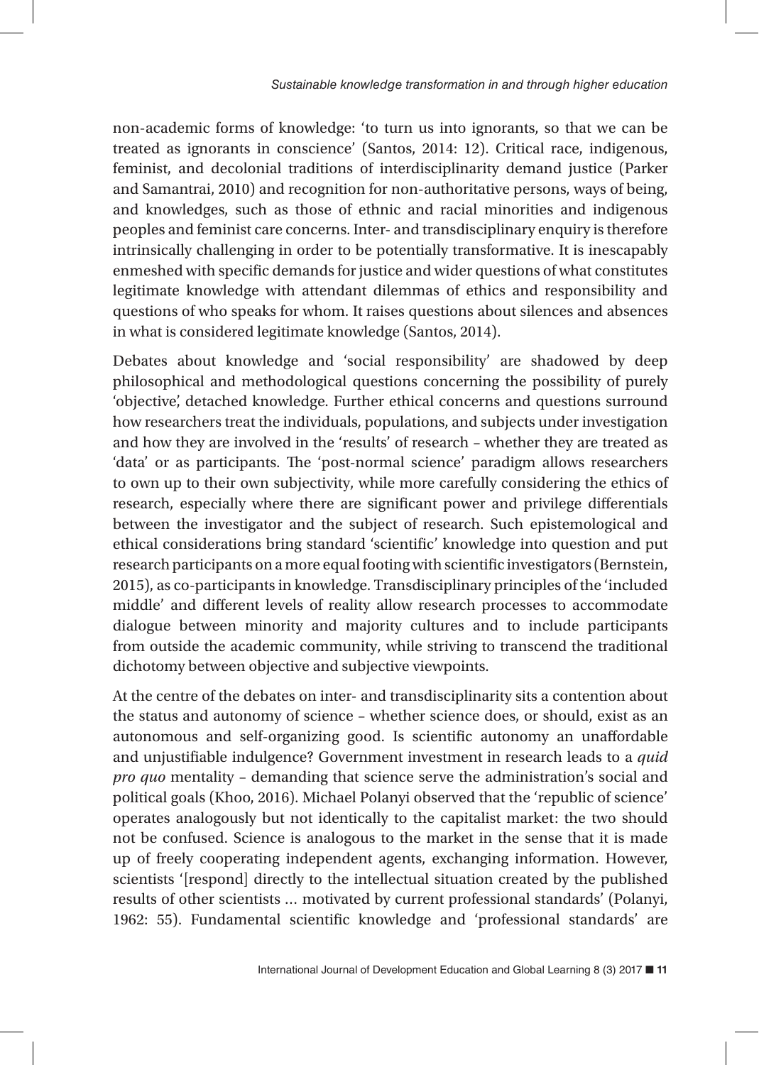non-academic forms of knowledge: 'to turn us into ignorants, so that we can be treated as ignorants in conscience' (Santos, 2014: 12). Critical race, indigenous, feminist, and decolonial traditions of interdisciplinarity demand justice (Parker and Samantrai, 2010) and recognition for non-authoritative persons, ways of being, and knowledges, such as those of ethnic and racial minorities and indigenous peoples and feminist care concerns. Inter- and transdisciplinary enquiry is therefore intrinsically challenging in order to be potentially transformative. It is inescapably enmeshed with specific demands for justice and wider questions of what constitutes legitimate knowledge with attendant dilemmas of ethics and responsibility and questions of who speaks for whom. It raises questions about silences and absences in what is considered legitimate knowledge (Santos, 2014).

Debates about knowledge and 'social responsibility' are shadowed by deep philosophical and methodological questions concerning the possibility of purely 'objective', detached knowledge. Further ethical concerns and questions surround how researchers treat the individuals, populations, and subjects under investigation and how they are involved in the 'results' of research – whether they are treated as 'data' or as participants. The 'post-normal science' paradigm allows researchers to own up to their own subjectivity, while more carefully considering the ethics of research, especially where there are significant power and privilege differentials between the investigator and the subject of research. Such epistemological and ethical considerations bring standard 'scientific' knowledge into question and put research participants on a more equal footing with scientific investigators (Bernstein, 2015), as co-participants in knowledge. Transdisciplinary principles of the 'included middle' and different levels of reality allow research processes to accommodate dialogue between minority and majority cultures and to include participants from outside the academic community, while striving to transcend the traditional dichotomy between objective and subjective viewpoints.

At the centre of the debates on inter- and transdisciplinarity sits a contention about the status and autonomy of science – whether science does, or should, exist as an autonomous and self-organizing good. Is scientific autonomy an unaffordable and unjustifiable indulgence? Government investment in research leads to a *quid pro quo* mentality – demanding that science serve the administration's social and political goals (Khoo, 2016). Michael Polanyi observed that the 'republic of science' operates analogously but not identically to the capitalist market: the two should not be confused. Science is analogous to the market in the sense that it is made up of freely cooperating independent agents, exchanging information. However, scientists '[respond] directly to the intellectual situation created by the published results of other scientists … motivated by current professional standards' (Polanyi, 1962: 55). Fundamental scientific knowledge and 'professional standards' are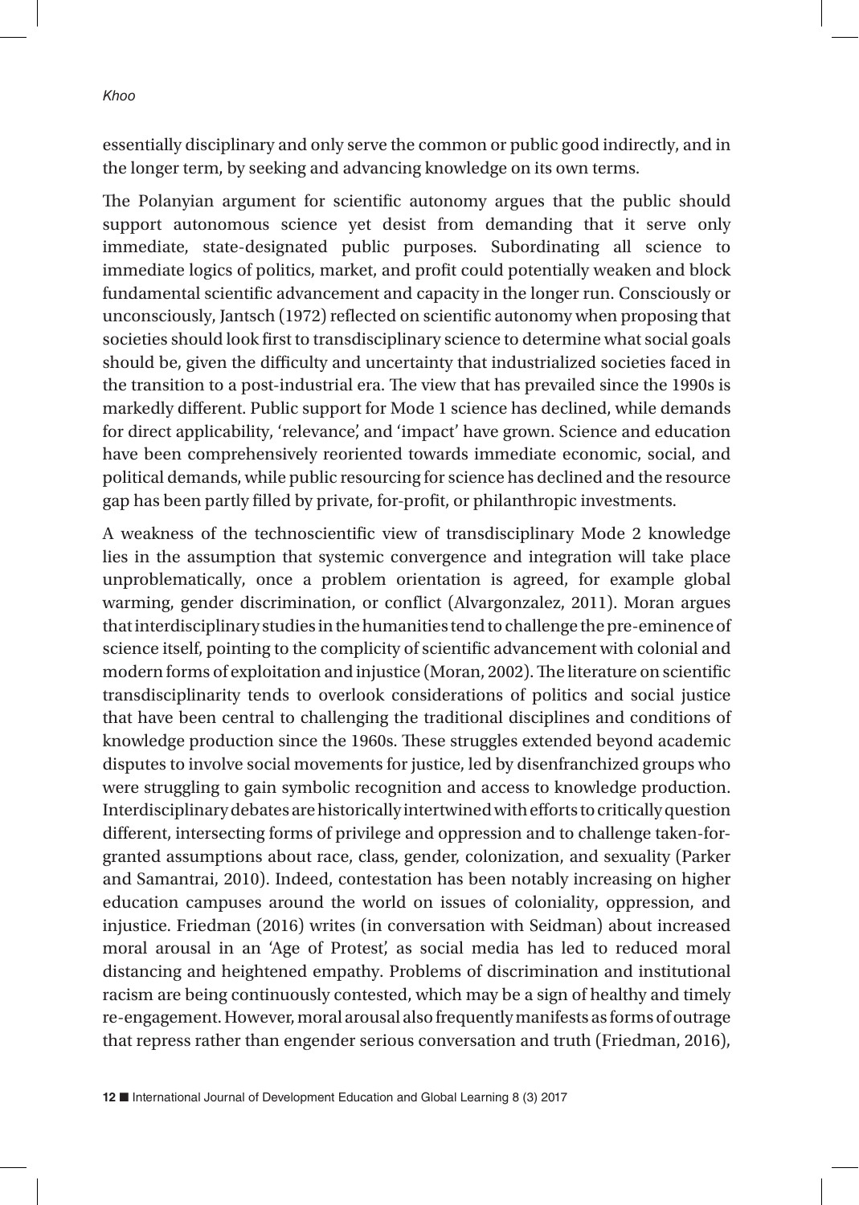essentially disciplinary and only serve the common or public good indirectly, and in the longer term, by seeking and advancing knowledge on its own terms.

The Polanyian argument for scientific autonomy argues that the public should support autonomous science yet desist from demanding that it serve only immediate, state-designated public purposes. Subordinating all science to immediate logics of politics, market, and profit could potentially weaken and block fundamental scientific advancement and capacity in the longer run. Consciously or unconsciously, Jantsch (1972) reflected on scientific autonomy when proposing that societies should look first to transdisciplinary science to determine what social goals should be, given the difficulty and uncertainty that industrialized societies faced in the transition to a post-industrial era. The view that has prevailed since the 1990s is markedly different. Public support for Mode 1 science has declined, while demands for direct applicability, 'relevance', and 'impact' have grown. Science and education have been comprehensively reoriented towards immediate economic, social, and political demands, while public resourcing for science has declined and the resource gap has been partly filled by private, for-profit, or philanthropic investments.

A weakness of the technoscientific view of transdisciplinary Mode 2 knowledge lies in the assumption that systemic convergence and integration will take place unproblematically, once a problem orientation is agreed, for example global warming, gender discrimination, or conflict (Alvargonzalez, 2011). Moran argues that interdisciplinary studies in the humanities tend to challenge the pre-eminence of science itself, pointing to the complicity of scientific advancement with colonial and modern forms of exploitation and injustice (Moran, 2002). The literature on scientific transdisciplinarity tends to overlook considerations of politics and social justice that have been central to challenging the traditional disciplines and conditions of knowledge production since the 1960s. These struggles extended beyond academic disputes to involve social movements for justice, led by disenfranchized groups who were struggling to gain symbolic recognition and access to knowledge production. Interdisciplinary debates are historically intertwined with efforts to critically question different, intersecting forms of privilege and oppression and to challenge taken-for-granted assumptions about race, class, gender, colonization, and sexuality (Parker and Samantrai, 2010). Indeed, contestation has been notably increasing on higher education campuses around the world on issues of coloniality, oppression, and injustice. Friedman (2016) writes (in conversation with Seidman) about increased moral arousal in an 'Age of Protest', as social media has led to reduced moral distancing and heightened empathy. Problems of discrimination and institutional racism are being continuously contested, which may be a sign of healthy and timely re-engagement. However, moral arousal also frequently manifests as forms of outrage that repress rather than engender serious conversation and truth (Friedman, 2016),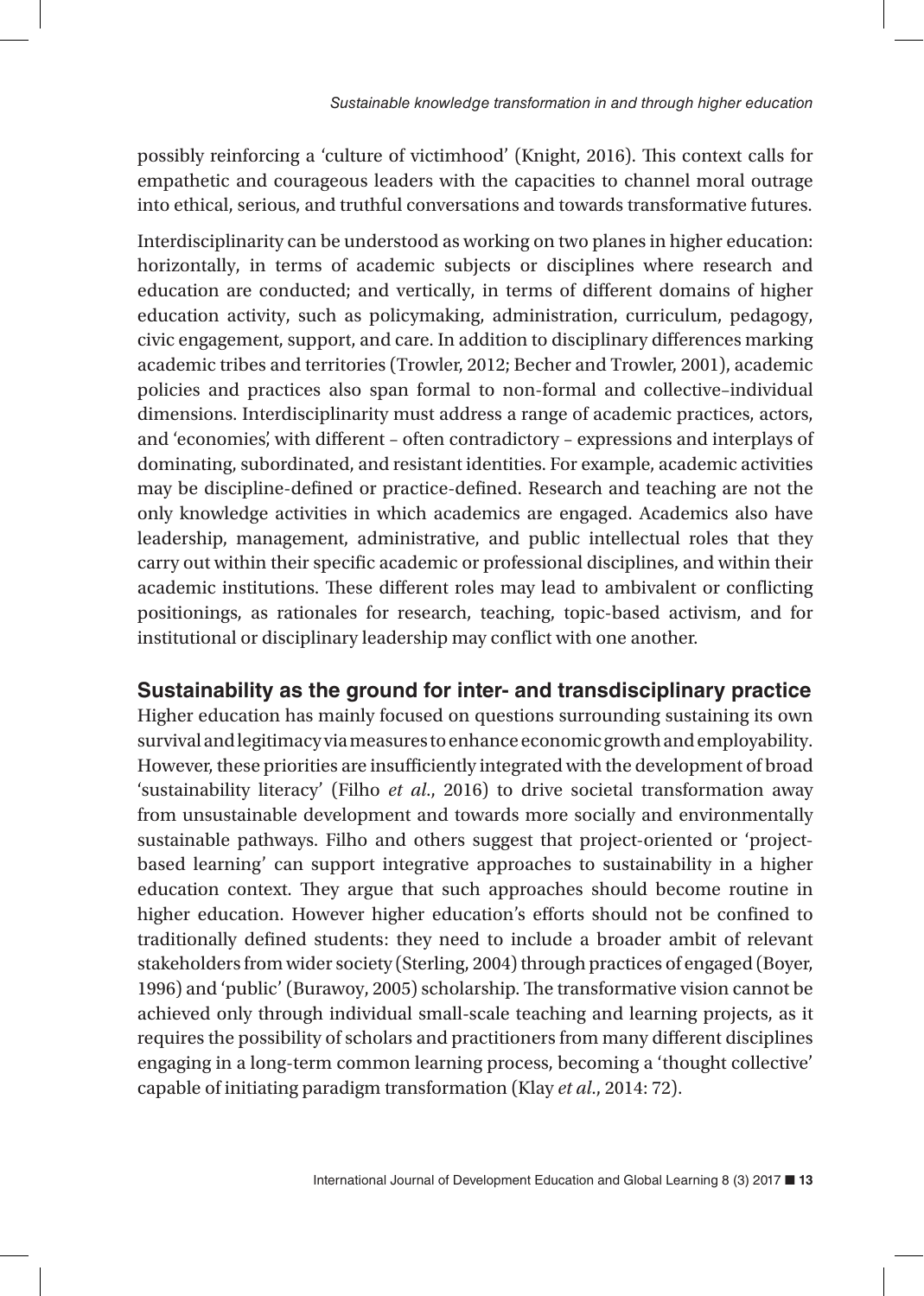possibly reinforcing a 'culture of victimhood' (Knight, 2016). This context calls for empathetic and courageous leaders with the capacities to channel moral outrage into ethical, serious, and truthful conversations and towards transformative futures.

Interdisciplinarity can be understood as working on two planes in higher education: horizontally, in terms of academic subjects or disciplines where research and education are conducted; and vertically, in terms of different domains of higher education activity, such as policymaking, administration, curriculum, pedagogy, civic engagement, support, and care. In addition to disciplinary differences marking academic tribes and territories (Trowler, 2012; Becher and Trowler, 2001), academic policies and practices also span formal to non-formal and collective–individual dimensions. Interdisciplinarity must address a range of academic practices, actors, and 'economies', with different – often contradictory – expressions and interplays of dominating, subordinated, and resistant identities. For example, academic activities may be discipline-defined or practice-defined. Research and teaching are not the only knowledge activities in which academics are engaged. Academics also have leadership, management, administrative, and public intellectual roles that they carry out within their specific academic or professional disciplines, and within their academic institutions. These different roles may lead to ambivalent or conflicting positionings, as rationales for research, teaching, topic-based activism, and for institutional or disciplinary leadership may conflict with one another.

## Sustainability as the ground for inter- and transdisciplinary practice

Higher education has mainly focused on questions surrounding sustaining its own survival and legitimacy via measures to enhance economic growth and employability. However, these priorities are insufficiently integrated with the development of broad 'sustainability literacy' (Filho *et al.*, 2016) to drive societal transformation away from unsustainable development and towards more socially and environmentally sustainable pathways. Filho and others suggest that project-oriented or 'project-based learning' can support integrative approaches to sustainability in a higher education context. They argue that such approaches should become routine in higher education. However higher education's efforts should not be confined to traditionally defined students: they need to include a broader ambit of relevant stakeholders from wider society (Sterling, 2004) through practices of engaged (Boyer, 1996) and 'public' (Burawoy, 2005) scholarship. The transformative vision cannot be achieved only through individual small-scale teaching and learning projects, as it requires the possibility of scholars and practitioners from many different disciplines engaging in a long-term common learning process, becoming a 'thought collective' capable of initiating paradigm transformation (Klay *et al.*, 2014: 72).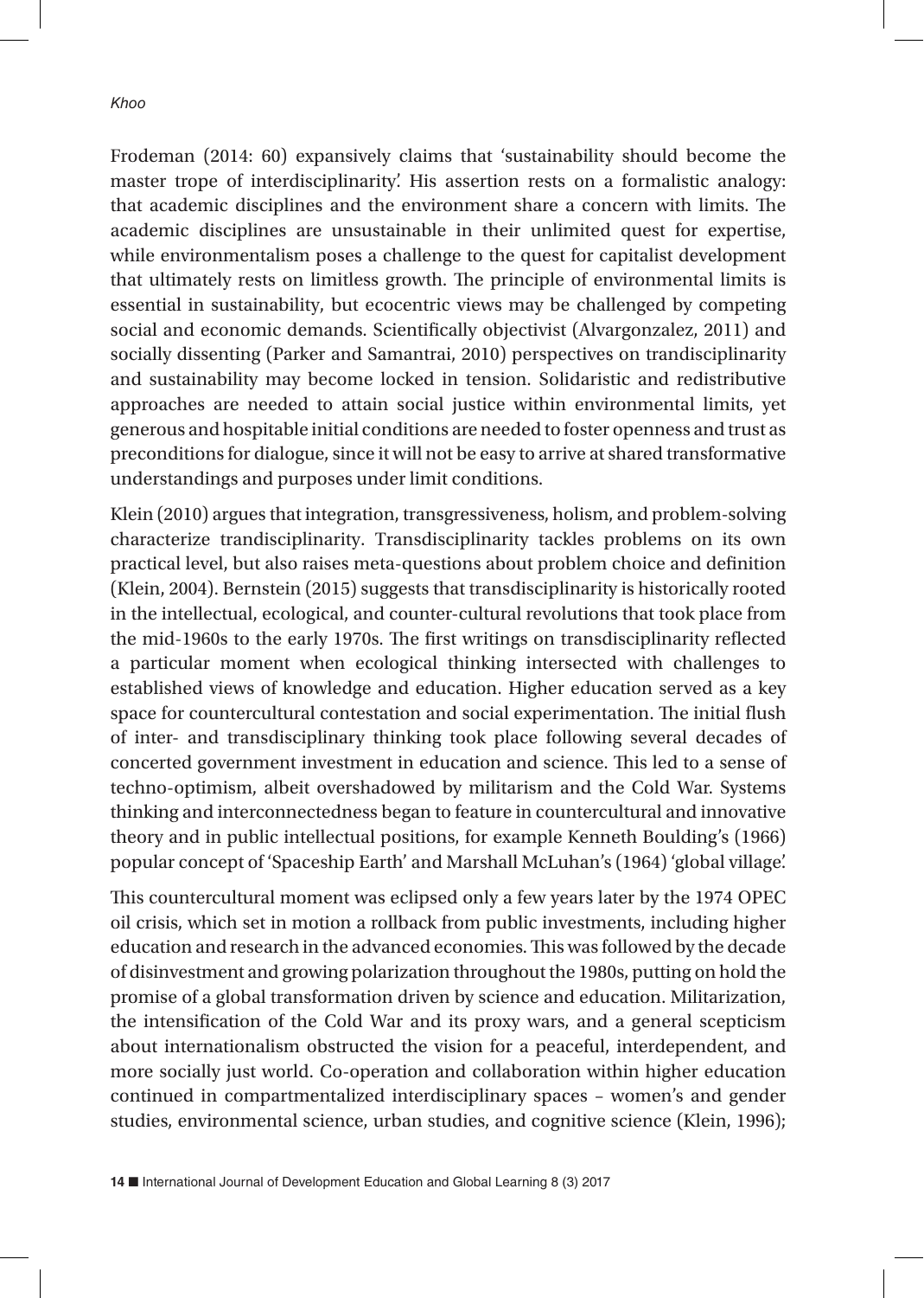Frodeman (2014: 60) expansively claims that 'sustainability should become the master trope of interdisciplinarity'. His assertion rests on a formalistic analogy: that academic disciplines and the environment share a concern with limits. The academic disciplines are unsustainable in their unlimited quest for expertise, while environmentalism poses a challenge to the quest for capitalist development that ultimately rests on limitless growth. The principle of environmental limits is essential in sustainability, but ecocentric views may be challenged by competing social and economic demands. Scientifically objectivist (Alvargonzalez, 2011) and socially dissenting (Parker and Samantrai, 2010) perspectives on trandisciplinarity and sustainability may become locked in tension. Solidaristic and redistributive approaches are needed to attain social justice within environmental limits, yet generous and hospitable initial conditions are needed to foster openness and trust as preconditions for dialogue, since it will not be easy to arrive at shared transformative understandings and purposes under limit conditions.

Klein (2010) argues that integration, transgressiveness, holism, and problem-solving characterize trandisciplinarity. Transdisciplinarity tackles problems on its own practical level, but also raises meta-questions about problem choice and definition (Klein, 2004). Bernstein (2015) suggests that transdisciplinarity is historically rooted in the intellectual, ecological, and counter-cultural revolutions that took place from the mid-1960s to the early 1970s. The first writings on transdisciplinarity reflected a particular moment when ecological thinking intersected with challenges to established views of knowledge and education. Higher education served as a key space for countercultural contestation and social experimentation. The initial flush of inter- and transdisciplinary thinking took place following several decades of concerted government investment in education and science. This led to a sense of techno-optimism, albeit overshadowed by militarism and the Cold War. Systems thinking and interconnectedness began to feature in countercultural and innovative theory and in public intellectual positions, for example Kenneth Boulding's (1966) popular concept of 'Spaceship Earth' and Marshall McLuhan's (1964) 'global village'.

This countercultural moment was eclipsed only a few years later by the 1974 OPEC oil crisis, which set in motion a rollback from public investments, including higher education and research in the advanced economies. This was followed by the decade of disinvestment and growing polarization throughout the 1980s, putting on hold the promise of a global transformation driven by science and education. Militarization, the intensification of the Cold War and its proxy wars, and a general scepticism about internationalism obstructed the vision for a peaceful, interdependent, and more socially just world. Co-operation and collaboration within higher education continued in compartmentalized interdisciplinary spaces – women's and gender studies, environmental science, urban studies, and cognitive science (Klein, 1996);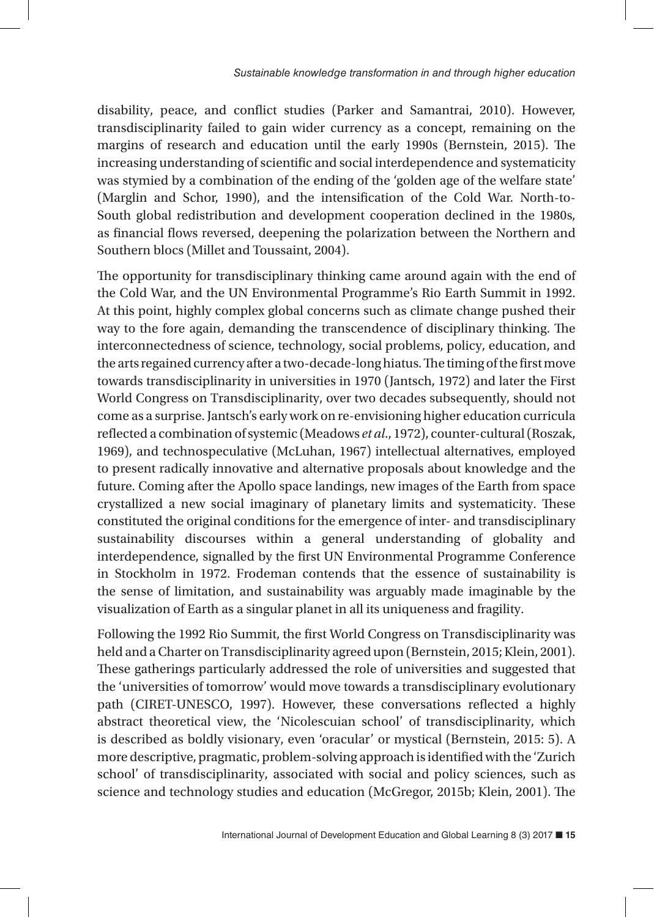disability, peace, and conflict studies (Parker and Samantrai, 2010). However, transdisciplinarity failed to gain wider currency as a concept, remaining on the margins of research and education until the early 1990s (Bernstein, 2015). The increasing understanding of scientific and social interdependence and systematicity was stymied by a combination of the ending of the 'golden age of the welfare state' (Marglin and Schor, 1990), and the intensification of the Cold War. North-to-South global redistribution and development cooperation declined in the 1980s, as financial flows reversed, deepening the polarization between the Northern and Southern blocs (Millet and Toussaint, 2004).

The opportunity for transdisciplinary thinking came around again with the end of the Cold War, and the UN Environmental Programme's Rio Earth Summit in 1992. At this point, highly complex global concerns such as climate change pushed their way to the fore again, demanding the transcendence of disciplinary thinking. The interconnectedness of science, technology, social problems, policy, education, and the arts regained currency after a two-decade-long hiatus. The timing of the first move towards transdisciplinarity in universities in 1970 (Jantsch, 1972) and later the First World Congress on Transdisciplinarity, over two decades subsequently, should not come as a surprise. Jantsch's early work on re-envisioning higher education curricula reflected a combination of systemic (Meadows *et al.*, 1972), counter-cultural (Roszak, 1969), and technospeculative (McLuhan, 1967) intellectual alternatives, employed to present radically innovative and alternative proposals about knowledge and the future. Coming after the Apollo space landings, new images of the Earth from space crystallized a new social imaginary of planetary limits and systematicity. These constituted the original conditions for the emergence of inter- and transdisciplinary sustainability discourses within a general understanding of globality and interdependence, signalled by the first UN Environmental Programme Conference in Stockholm in 1972. Frodeman contends that the essence of sustainability is the sense of limitation, and sustainability was arguably made imaginable by the visualization of Earth as a singular planet in all its uniqueness and fragility.

Following the 1992 Rio Summit, the first World Congress on Transdisciplinarity was held and a Charter on Transdisciplinarity agreed upon (Bernstein, 2015; Klein, 2001). These gatherings particularly addressed the role of universities and suggested that the 'universities of tomorrow' would move towards a transdisciplinary evolutionary path (CIRET-UNESCO, 1997). However, these conversations reflected a highly abstract theoretical view, the 'Nicolescuian school' of transdisciplinarity, which is described as boldly visionary, even 'oracular' or mystical (Bernstein, 2015: 5). A more descriptive, pragmatic, problem-solving approach is identified with the 'Zurich school' of transdisciplinarity, associated with social and policy sciences, such as science and technology studies and education (McGregor, 2015b; Klein, 2001). The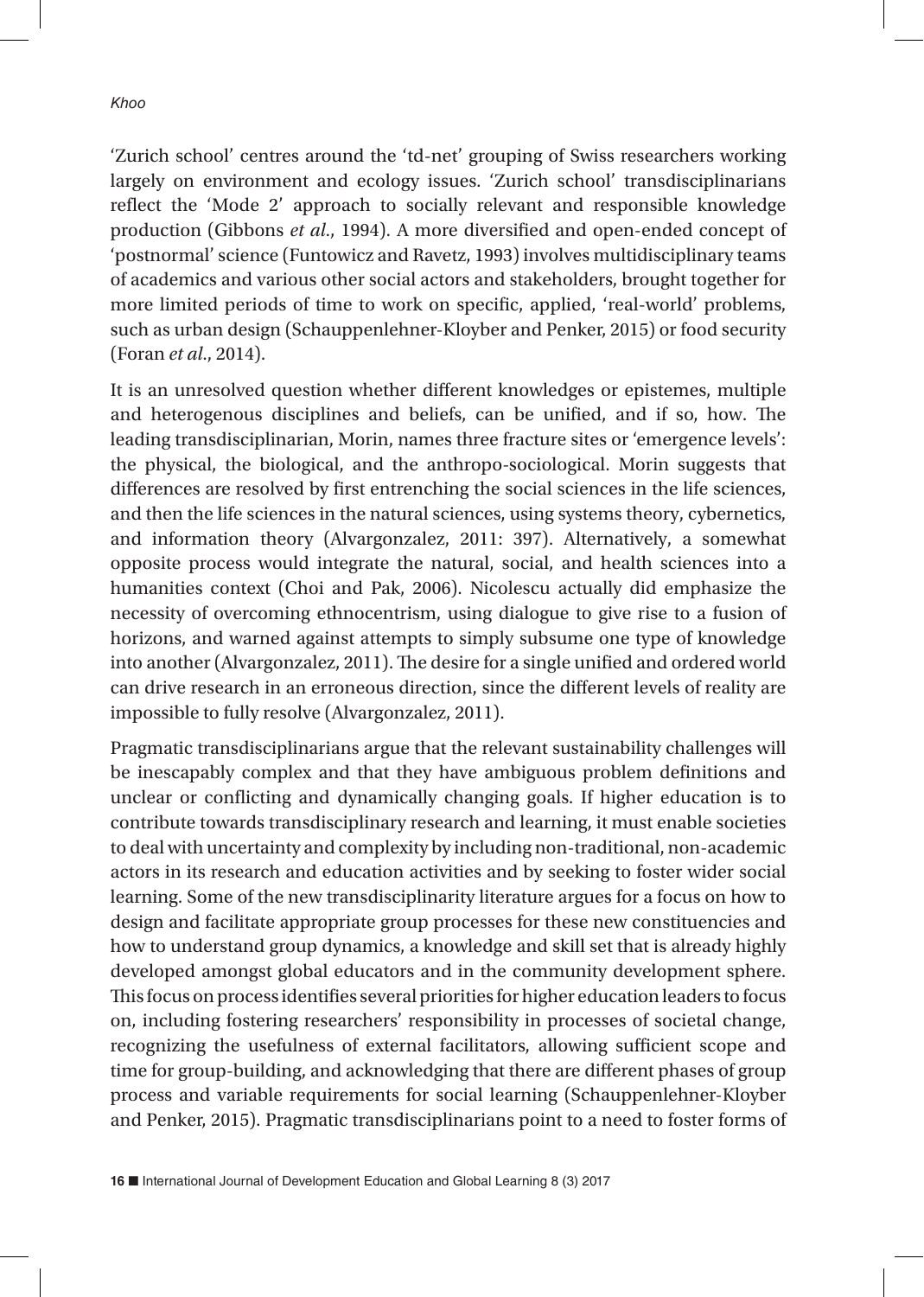'Zurich school' centres around the 'td-net' grouping of Swiss researchers working largely on environment and ecology issues. 'Zurich school' transdisciplinarians reflect the 'Mode 2' approach to socially relevant and responsible knowledge production (Gibbons *et al.*, 1994). A more diversified and open-ended concept of 'postnormal' science (Funtowicz and Ravetz, 1993) involves multidisciplinary teams of academics and various other social actors and stakeholders, brought together for more limited periods of time to work on specific, applied, 'real-world' problems, such as urban design (Schauppenlehner-Kloyber and Penker, 2015) or food security (Foran *et al.*, 2014).

It is an unresolved question whether different knowledges or epistemes, multiple and heterogenous disciplines and beliefs, can be unified, and if so, how. The leading transdisciplinarian, Morin, names three fracture sites or 'emergence levels': the physical, the biological, and the anthropo-sociological. Morin suggests that differences are resolved by first entrenching the social sciences in the life sciences, and then the life sciences in the natural sciences, using systems theory, cybernetics, and information theory (Alvargonzalez, 2011: 397). Alternatively, a somewhat opposite process would integrate the natural, social, and health sciences into a humanities context (Choi and Pak, 2006). Nicolescu actually did emphasize the necessity of overcoming ethnocentrism, using dialogue to give rise to a fusion of horizons, and warned against attempts to simply subsume one type of knowledge into another (Alvargonzalez, 2011). The desire for a single unified and ordered world can drive research in an erroneous direction, since the different levels of reality are impossible to fully resolve (Alvargonzalez, 2011).

Pragmatic transdisciplinarians argue that the relevant sustainability challenges will be inescapably complex and that they have ambiguous problem definitions and unclear or conflicting and dynamically changing goals. If higher education is to contribute towards transdisciplinary research and learning, it must enable societies to deal with uncertainty and complexity by including non-traditional, non-academic actors in its research and education activities and by seeking to foster wider social learning. Some of the new transdisciplinarity literature argues for a focus on how to design and facilitate appropriate group processes for these new constituencies and how to understand group dynamics, a knowledge and skill set that is already highly developed amongst global educators and in the community development sphere. This focus on process identifies several priorities for higher education leaders to focus on, including fostering researchers' responsibility in processes of societal change, recognizing the usefulness of external facilitators, allowing sufficient scope and time for group-building, and acknowledging that there are different phases of group process and variable requirements for social learning (Schauppenlehner-Kloyber and Penker, 2015). Pragmatic transdisciplinarians point to a need to foster forms of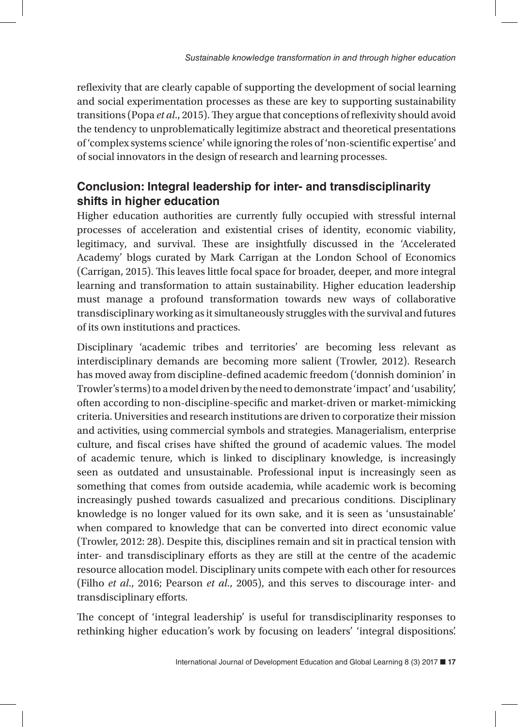reflexivity that are clearly capable of supporting the development of social learning and social experimentation processes as these are key to supporting sustainability transitions (Popa *et al*., 2015). They argue that conceptions of reflexivity should avoid the tendency to unproblematically legitimize abstract and theoretical presentations of 'complex systems science' while ignoring the roles of 'non-scientific expertise' and of social innovators in the design of research and learning processes.

## Conclusion: Integral leadership for inter- and transdisciplinarity shifts in higher education

Higher education authorities are currently fully occupied with stressful internal processes of acceleration and existential crises of identity, economic viability, legitimacy, and survival. These are insightfully discussed in the 'Accelerated Academy' blogs curated by Mark Carrigan at the London School of Economics (Carrigan, 2015). This leaves little focal space for broader, deeper, and more integral learning and transformation to attain sustainability. Higher education leadership must manage a profound transformation towards new ways of collaborative transdisciplinary working as it simultaneously struggles with the survival and futures of its own institutions and practices.

Disciplinary 'academic tribes and territories' are becoming less relevant as interdisciplinary demands are becoming more salient (Trowler, 2012). Research has moved away from discipline-defined academic freedom ('donnish dominion' in Trowler's terms) to a model driven by the need to demonstrate 'impact' and 'usability', often according to non-discipline-specific and market-driven or market-mimicking criteria. Universities and research institutions are driven to corporatize their mission and activities, using commercial symbols and strategies. Managerialism, enterprise culture, and fiscal crises have shifted the ground of academic values. The model of academic tenure, which is linked to disciplinary knowledge, is increasingly seen as outdated and unsustainable. Professional input is increasingly seen as something that comes from outside academia, while academic work is becoming increasingly pushed towards casualized and precarious conditions. Disciplinary knowledge is no longer valued for its own sake, and it is seen as 'unsustainable' when compared to knowledge that can be converted into direct economic value (Trowler, 2012: 28). Despite this, disciplines remain and sit in practical tension with inter- and transdisciplinary efforts as they are still at the centre of the academic resource allocation model. Disciplinary units compete with each other for resources (Filho *et al*., 2016; Pearson *et al*., 2005), and this serves to discourage inter- and transdisciplinary efforts.

The concept of 'integral leadership' is useful for transdisciplinarity responses to rethinking higher education's work by focusing on leaders' 'integral dispositions'.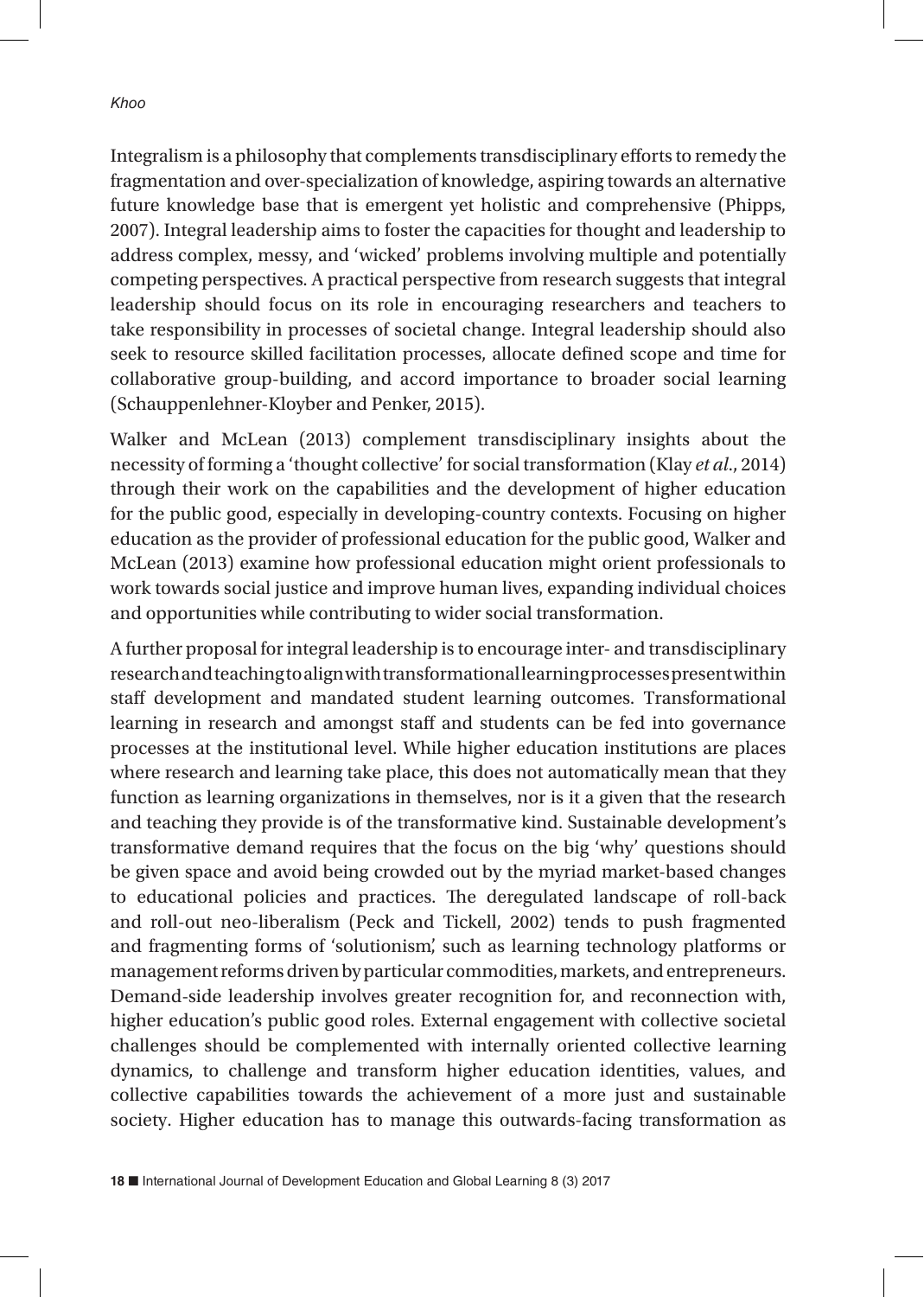Integralism is a philosophy that complements transdisciplinary efforts to remedy the fragmentation and over-specialization of knowledge, aspiring towards an alternative future knowledge base that is emergent yet holistic and comprehensive (Phipps, 2007). Integral leadership aims to foster the capacities for thought and leadership to address complex, messy, and 'wicked' problems involving multiple and potentially competing perspectives. A practical perspective from research suggests that integral leadership should focus on its role in encouraging researchers and teachers to take responsibility in processes of societal change. Integral leadership should also seek to resource skilled facilitation processes, allocate defined scope and time for collaborative group-building, and accord importance to broader social learning (Schauppenlehner-Kloyber and Penker, 2015).

Walker and McLean (2013) complement transdisciplinary insights about the necessity of forming a 'thought collective' for social transformation (Klay *et al.*, 2014) through their work on the capabilities and the development of higher education for the public good, especially in developing-country contexts. Focusing on higher education as the provider of professional education for the public good, Walker and McLean (2013) examine how professional education might orient professionals to work towards social justice and improve human lives, expanding individual choices and opportunities while contributing to wider social transformation.

A further proposal for integral leadership is to encourage inter- and transdisciplinary research and teaching to align with transformational learning processes present within staff development and mandated student learning outcomes. Transformational learning in research and amongst staff and students can be fed into governance processes at the institutional level. While higher education institutions are places where research and learning take place, this does not automatically mean that they function as learning organizations in themselves, nor is it a given that the research and teaching they provide is of the transformative kind. Sustainable development's transformative demand requires that the focus on the big 'why' questions should be given space and avoid being crowded out by the myriad market-based changes to educational policies and practices. The deregulated landscape of roll-back and roll-out neo-liberalism (Peck and Tickell, 2002) tends to push fragmented and fragmenting forms of 'solutionism', such as learning technology platforms or management reforms driven by particular commodities, markets, and entrepreneurs. Demand-side leadership involves greater recognition for, and reconnection with, higher education's public good roles. External engagement with collective societal challenges should be complemented with internally oriented collective learning dynamics, to challenge and transform higher education identities, values, and collective capabilities towards the achievement of a more just and sustainable society. Higher education has to manage this outwards-facing transformation as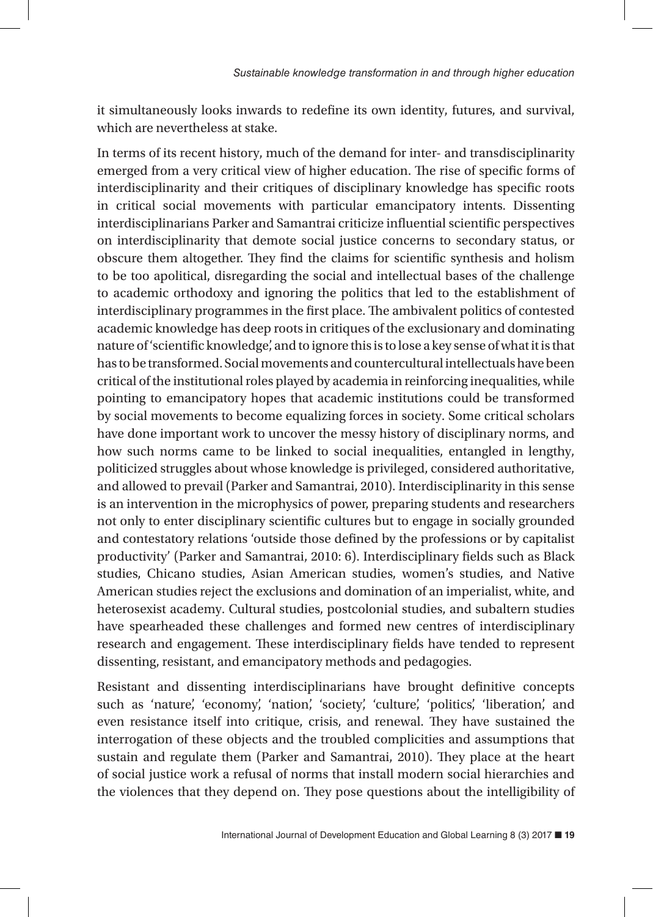it simultaneously looks inwards to redefine its own identity, futures, and survival, which are nevertheless at stake.

In terms of its recent history, much of the demand for inter- and transdisciplinarity emerged from a very critical view of higher education. The rise of specific forms of interdisciplinarity and their critiques of disciplinary knowledge has specific roots in critical social movements with particular emancipatory intents. Dissenting interdisciplinarians Parker and Samantrai criticize influential scientific perspectives on interdisciplinarity that demote social justice concerns to secondary status, or obscure them altogether. They find the claims for scientific synthesis and holism to be too apolitical, disregarding the social and intellectual bases of the challenge to academic orthodoxy and ignoring the politics that led to the establishment of interdisciplinary programmes in the first place. The ambivalent politics of contested academic knowledge has deep roots in critiques of the exclusionary and dominating nature of 'scientific knowledge', and to ignore this is to lose a key sense of what it is that has to be transformed. Social movements and countercultural intellectuals have been critical of the institutional roles played by academia in reinforcing inequalities, while pointing to emancipatory hopes that academic institutions could be transformed by social movements to become equalizing forces in society. Some critical scholars have done important work to uncover the messy history of disciplinary norms, and how such norms came to be linked to social inequalities, entangled in lengthy, politicized struggles about whose knowledge is privileged, considered authoritative, and allowed to prevail (Parker and Samantrai, 2010). Interdisciplinarity in this sense is an intervention in the microphysics of power, preparing students and researchers not only to enter disciplinary scientific cultures but to engage in socially grounded and contestatory relations 'outside those defined by the professions or by capitalist productivity' (Parker and Samantrai, 2010: 6). Interdisciplinary fields such as Black studies, Chicano studies, Asian American studies, women's studies, and Native American studies reject the exclusions and domination of an imperialist, white, and heterosexist academy. Cultural studies, postcolonial studies, and subaltern studies have spearheaded these challenges and formed new centres of interdisciplinary research and engagement. These interdisciplinary fields have tended to represent dissenting, resistant, and emancipatory methods and pedagogies.

Resistant and dissenting interdisciplinarians have brought definitive concepts such as 'nature', 'economy', 'nation', 'society', 'culture', 'politics', 'liberation', and even resistance itself into critique, crisis, and renewal. They have sustained the interrogation of these objects and the troubled complicities and assumptions that sustain and regulate them (Parker and Samantrai, 2010). They place at the heart of social justice work a refusal of norms that install modern social hierarchies and the violences that they depend on. They pose questions about the intelligibility of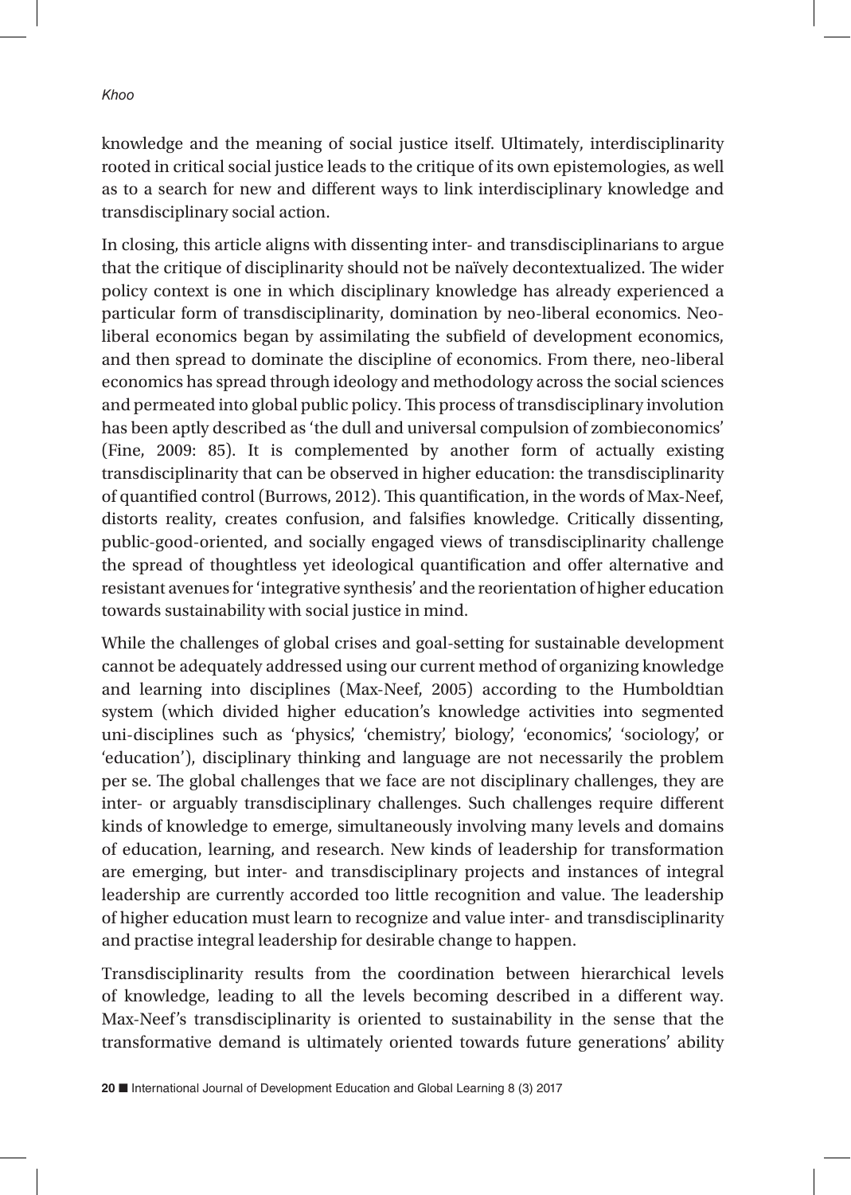knowledge and the meaning of social justice itself. Ultimately, interdisciplinarity rooted in critical social justice leads to the critique of its own epistemologies, as well as to a search for new and different ways to link interdisciplinary knowledge and transdisciplinary social action.

In closing, this article aligns with dissenting inter- and transdisciplinarians to argue that the critique of disciplinarity should not be naïvely decontextualized. The wider policy context is one in which disciplinary knowledge has already experienced a particular form of transdisciplinarity, domination by neo-liberal economics. Neo-liberal economics began by assimilating the subfield of development economics, and then spread to dominate the discipline of economics. From there, neo-liberal economics has spread through ideology and methodology across the social sciences and permeated into global public policy. This process of transdisciplinary involution has been aptly described as 'the dull and universal compulsion of zombieconomics' (Fine, 2009: 85). It is complemented by another form of actually existing transdisciplinarity that can be observed in higher education: the transdisciplinarity of quantified control (Burrows, 2012). This quantification, in the words of Max-Neef, distorts reality, creates confusion, and falsifies knowledge. Critically dissenting, public-good-oriented, and socially engaged views of transdisciplinarity challenge the spread of thoughtless yet ideological quantification and offer alternative and resistant avenues for 'integrative synthesis' and the reorientation of higher education towards sustainability with social justice in mind.

While the challenges of global crises and goal-setting for sustainable development cannot be adequately addressed using our current method of organizing knowledge and learning into disciplines (Max-Neef, 2005) according to the Humboldtian system (which divided higher education's knowledge activities into segmented uni-disciplines such as 'physics', 'chemistry', biology', 'economics', 'sociology', or 'education'), disciplinary thinking and language are not necessarily the problem per se. The global challenges that we face are not disciplinary challenges, they are inter- or arguably transdisciplinary challenges. Such challenges require different kinds of knowledge to emerge, simultaneously involving many levels and domains of education, learning, and research. New kinds of leadership for transformation are emerging, but inter- and transdisciplinary projects and instances of integral leadership are currently accorded too little recognition and value. The leadership of higher education must learn to recognize and value inter- and transdisciplinarity and practise integral leadership for desirable change to happen.

Transdisciplinarity results from the coordination between hierarchical levels of knowledge, leading to all the levels becoming described in a different way. Max-Neef's transdisciplinarity is oriented to sustainability in the sense that the transformative demand is ultimately oriented towards future generations' ability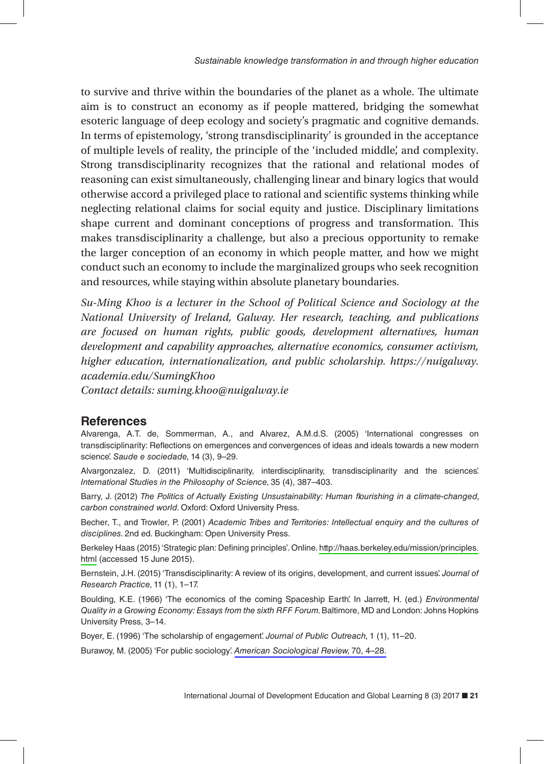to survive and thrive within the boundaries of the planet as a whole. The ultimate aim is to construct an economy as if people mattered, bridging the somewhat esoteric language of deep ecology and society's pragmatic and cognitive demands. In terms of epistemology, 'strong transdisciplinarity' is grounded in the acceptance of multiple levels of reality, the principle of the 'included middle', and complexity. Strong transdisciplinarity recognizes that the rational and relational modes of reasoning can exist simultaneously, challenging linear and binary logics that would otherwise accord a privileged place to rational and scientific systems thinking while neglecting relational claims for social equity and justice. Disciplinary limitations shape current and dominant conceptions of progress and transformation. This makes transdisciplinarity a challenge, but also a precious opportunity to remake the larger conception of an economy in which people matter, and how we might conduct such an economy to include the marginalized groups who seek recognition and resources, while staying within absolute planetary boundaries.

*Su-Ming Khoo is a lecturer in the School of Political Science and Sociology at the National University of Ireland, Galway. Her research, teaching, and publications are focused on human rights, public goods, development alternatives, human development and capability approaches, alternative economics, consumer activism, higher education, internationalization, and public scholarship. https://nuigalway.academia.edu/SumingKhoo*
*Contact details: suming.khoo@nuigalway.ie*

## References

Alvarenga, A.T. de, Sommerman, A., and Alvarez, A.M.d.S. (2005) 'International congresses on transdisciplinarity: Reflections on emergences and convergences of ideas and ideals towards a new modern science'. *Saude e sociedade,* 14 (3), 9–29.

Alvargonzalez, D. (2011) 'Multidisciplinarity, interdisciplinarity, transdisciplinarity and the sciences'. *International Studies in the Philosophy of Science,* 35 (4), 387–403.

Barry, J. (2012) *The Politics of Actually Existing Unsustainability: Human flourishing in a climate-changed, carbon constrained world.* Oxford: Oxford University Press.

Becher, T., and Trowler, P. (2001) *Academic Tribes and Territories: Intellectual enquiry and the cultures of disciplines.* 2nd ed. Buckingham: Open University Press.

Berkeley Haas (2015) 'Strategic plan: Defining principles'. Online. http://haas.berkeley.edu/mission/principles.html (accessed 15 June 2015).

Bernstein, J.H. (2015) 'Transdisciplinarity: A review of its origins, development, and current issues'. *Journal of Research Practice,* 11 (1), 1–17.

Boulding, K.E. (1966) 'The economics of the coming Spaceship Earth'. In Jarrett, H. (ed.) *Environmental Quality in a Growing Economy: Essays from the sixth RFF Forum.* Baltimore, MD and London: Johns Hopkins University Press, 3–14.

Boyer, E. (1996) 'The scholarship of engagement'. *Journal of Public Outreach,* 1 (1), 11–20.

Burawoy, M. (2005) 'For public sociology'. *American Sociological Review,* 70, 4–28.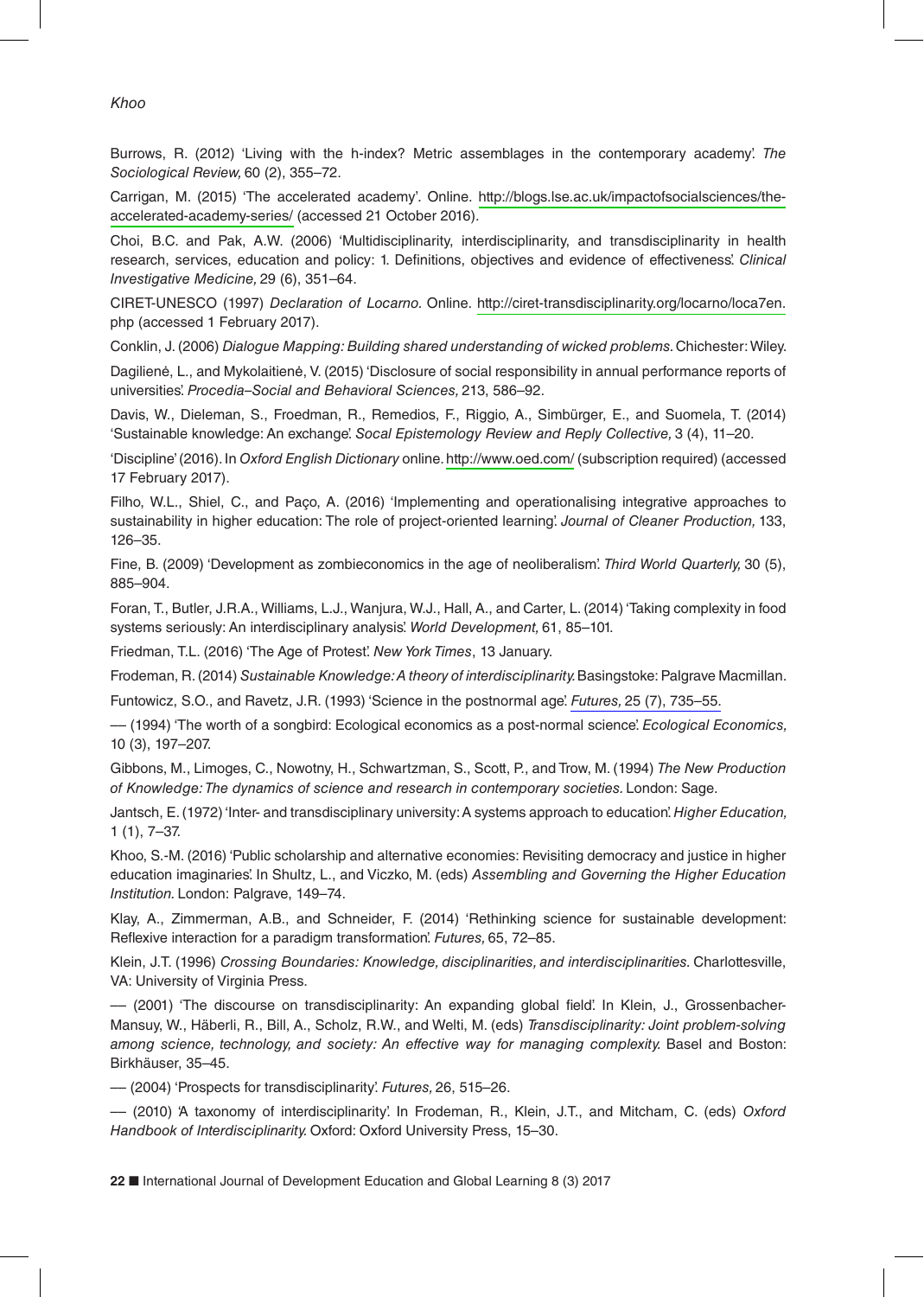Burrows, R. (2012) 'Living with the h-index? Metric assemblages in the contemporary academy'. *The Sociological Review,* 60 (2), 355–72.

Carrigan, M. (2015) 'The accelerated academy'. Online. http://blogs.lse.ac.uk/impactofsocialsciences/the-accelerated-academy-series/ (accessed 21 October 2016).

Choi, B.C. and Pak, A.W. (2006) 'Multidisciplinarity, interdisciplinarity, and transdisciplinarity in health research, services, education and policy: 1. Definitions, objectives and evidence of effectiveness'. *Clinical Investigative Medicine,* 29 (6), 351–64.

CIRET-UNESCO (1997) *Declaration of Locarno.* Online. http://ciret-transdisciplinarity.org/locarno/loca7en.php (accessed 1 February 2017).

Conklin, J. (2006) *Dialogue Mapping: Building shared understanding of wicked problems.* Chichester: Wiley.

Dagilienė, L., and Mykolaitienė, V. (2015) 'Disclosure of social responsibility in annual performance reports of universities'. *Procedia–Social and Behavioral Sciences,* 213, 586–92.

Davis, W., Dieleman, S., Froedman, R., Remedios, F., Riggio, A., Simbürger, E., and Suomela, T. (2014) 'Sustainable knowledge: An exchange'. *Socal Epistemology Review and Reply Collective,* 3 (4), 11–20.

'Discipline' (2016). In *Oxford English Dictionary* online. http://www.oed.com/ (subscription required) (accessed 17 February 2017).

Filho, W.L., Shiel, C., and Paço, A. (2016) 'Implementing and operationalising integrative approaches to sustainability in higher education: The role of project-oriented learning'. *Journal of Cleaner Production,* 133, 126–35.

Fine, B. (2009) 'Development as zombieconomics in the age of neoliberalism'. *Third World Quarterly,* 30 (5), 885–904.

Foran, T., Butler, J.R.A., Williams, L.J., Wanjura, W.J., Hall, A., and Carter, L. (2014) 'Taking complexity in food systems seriously: An interdisciplinary analysis'. *World Development,* 61, 85–101.

Friedman, T.L. (2016) 'The Age of Protest'. *New York Times*, 13 January.

Frodeman, R. (2014) *Sustainable Knowledge: A theory of interdisciplinarity.* Basingstoke: Palgrave Macmillan.

Funtowicz, S.O., and Ravetz, J.R. (1993) 'Science in the postnormal age'. *Futures,* 25 (7), 735–55.

— (1994) 'The worth of a songbird: Ecological economics as a post-normal science'. *Ecological Economics,* 10 (3), 197–207.

Gibbons, M., Limoges, C., Nowotny, H., Schwartzman, S., Scott, P., and Trow, M. (1994) *The New Production of Knowledge: The dynamics of science and research in contemporary societies.* London: Sage.

Jantsch, E. (1972) 'Inter- and transdisciplinary university: A systems approach to education'. *Higher Education,* 1 (1), 7–37.

Khoo, S.-M. (2016) 'Public scholarship and alternative economies: Revisiting democracy and justice in higher education imaginaries'. In Shultz, L., and Viczko, M. (eds) *Assembling and Governing the Higher Education Institution.* London: Palgrave, 149–74.

Klay, A., Zimmerman, A.B., and Schneider, F. (2014) 'Rethinking science for sustainable development: Reflexive interaction for a paradigm transformation'. *Futures,* 65, 72–85.

Klein, J.T. (1996) *Crossing Boundaries: Knowledge, disciplinarities, and interdisciplinarities.* Charlottesville, VA: University of Virginia Press.

— (2001) 'The discourse on transdisciplinarity: An expanding global field'. In Klein, J., Grossenbacher-Mansuy, W., Häberli, R., Bill, A., Scholz, R.W., and Welti, M. (eds) *Transdisciplinarity: Joint problem-solving among science, technology, and society: An effective way for managing complexity.* Basel and Boston: Birkhäuser, 35–45.

— (2004) 'Prospects for transdisciplinarity'. *Futures,* 26, 515–26.

— (2010) 'A taxonomy of interdisciplinarity'. In Frodeman, R., Klein, J.T., and Mitcham, C. (eds) *Oxford Handbook of Interdisciplinarity.* Oxford: Oxford University Press, 15–30.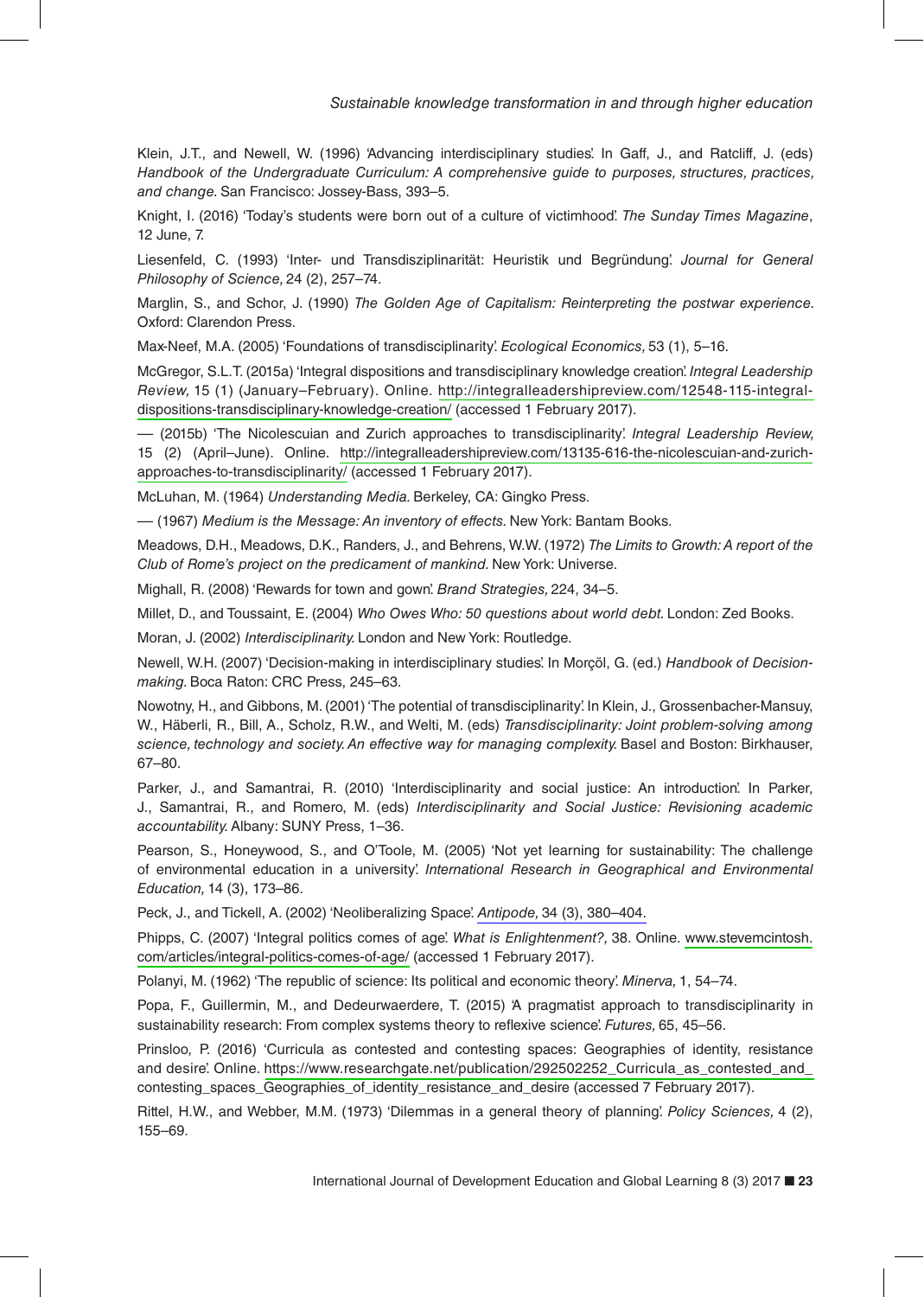Klein, J.T., and Newell, W. (1996) 'Advancing interdisciplinary studies'. In Gaff, J., and Ratcliff, J. (eds) *Handbook of the Undergraduate Curriculum: A comprehensive guide to purposes, structures, practices, and change*. San Francisco: Jossey-Bass, 393–5.

Knight, I. (2016) 'Today's students were born out of a culture of victimhood'. *The Sunday Times Magazine*, 12 June, 7.

Liesenfeld, C. (1993) 'Inter- und Transdisziplinarität: Heuristik und Begründung'. *Journal for General Philosophy of Science,* 24 (2), 257–74.

Marglin, S., and Schor, J. (1990) *The Golden Age of Capitalism: Reinterpreting the postwar experience*. Oxford: Clarendon Press.

Max-Neef, M.A. (2005) 'Foundations of transdisciplinarity'. *Ecological Economics,* 53 (1), 5–16.

McGregor, S.L.T. (2015a) 'Integral dispositions and transdisciplinary knowledge creation'. *Integral Leadership Review,* 15 (1) (January–February). Online. http://integralleadershipreview.com/12548-115-integral-dispositions-transdisciplinary-knowledge-creation/ (accessed 1 February 2017).

— (2015b) 'The Nicolescuian and Zurich approaches to transdisciplinarity'. *Integral Leadership Review,* 15 (2) (April–June). Online. http://integralleadershipreview.com/13135-616-the-nicolescuian-and-zurich-approaches-to-transdisciplinarity/ (accessed 1 February 2017).

McLuhan, M. (1964) *Understanding Media.* Berkeley, CA: Gingko Press.

— (1967) *Medium is the Message: An inventory of effects.* New York: Bantam Books.

Meadows, D.H., Meadows, D.K., Randers, J., and Behrens, W.W. (1972) *The Limits to Growth: A report of the Club of Rome's project on the predicament of mankind*. New York: Universe.

Mighall, R. (2008) 'Rewards for town and gown'. *Brand Strategies,* 224, 34–5.

Millet, D., and Toussaint, E. (2004) *Who Owes Who: 50 questions about world debt.* London: Zed Books.

Moran, J. (2002) *Interdisciplinarity.* London and New York: Routledge.

Newell, W.H. (2007) 'Decision-making in interdisciplinary studies'. In Morçöl, G. (ed.) *Handbook of Decision-making.* Boca Raton: CRC Press, 245–63.

Nowotny, H., and Gibbons, M. (2001) 'The potential of transdisciplinarity'. In Klein, J., Grossenbacher-Mansuy, W., Häberli, R., Bill, A., Scholz, R.W., and Welti, M. (eds) *Transdisciplinarity: Joint problem-solving among science, technology and society. An effective way for managing complexity.* Basel and Boston: Birkhauser, 67–80.

Parker, J., and Samantrai, R. (2010) 'Interdisciplinarity and social justice: An introduction'. In Parker, J., Samantrai, R., and Romero, M. (eds) *Interdisciplinarity and Social Justice: Revisioning academic accountability.* Albany: SUNY Press, 1–36.

Pearson, S., Honeywood, S., and O'Toole, M. (2005) 'Not yet learning for sustainability: The challenge of environmental education in a university'. *International Research in Geographical and Environmental Education,* 14 (3), 173–86.

Peck, J., and Tickell, A. (2002) 'Neoliberalizing Space'. *Antipode,* 34 (3), 380–404.

Phipps, C. (2007) 'Integral politics comes of age'. *What is Enlightenment?,* 38. Online. www.stevemcintosh.com/articles/integral-politics-comes-of-age/ (accessed 1 February 2017).

Polanyi, M. (1962) 'The republic of science: Its political and economic theory'. *Minerva,* 1, 54–74.

Popa, F., Guillermin, M., and Dedeurwaerdere, T. (2015) 'A pragmatist approach to transdisciplinarity in sustainability research: From complex systems theory to reflexive science'. *Futures*, 65, 45–56.

Prinsloo, P. (2016) 'Curricula as contested and contesting spaces: Geographies of identity, resistance and desire'. Online. https://www.researchgate.net/publication/292502252_Curricula_as_contested_and_contesting_spaces_Geographies_of_identity_resistance_and_desire (accessed 7 February 2017).

Rittel, H.W., and Webber, M.M. (1973) 'Dilemmas in a general theory of planning'. *Policy Sciences,* 4 (2), 155–69.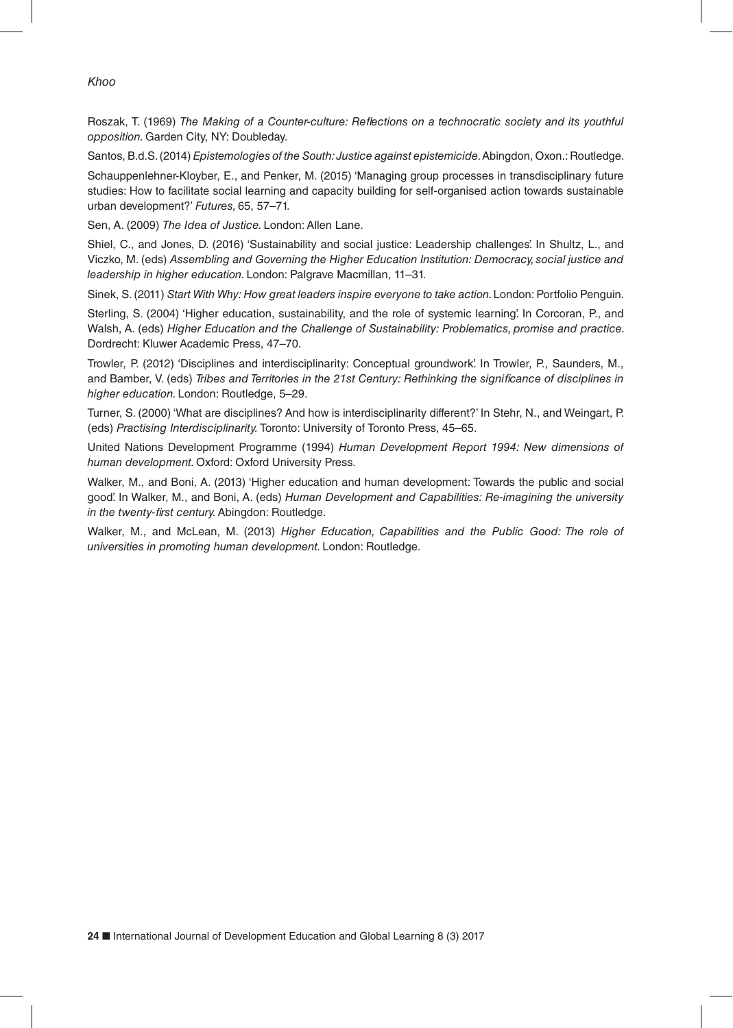Roszak, T. (1969) *The Making of a Counter-culture: Reflections on a technocratic society and its youthful opposition.* Garden City, NY: Doubleday.

Santos, B.d.S. (2014) *Epistemologies of the South: Justice against epistemicide.* Abingdon, Oxon.: Routledge.

Schauppenlehner-Kloyber, E., and Penker, M. (2015) 'Managing group processes in transdisciplinary future studies: How to facilitate social learning and capacity building for self-organised action towards sustainable urban development?' *Futures,* 65, 57–71.

Sen, A. (2009) *The Idea of Justice.* London: Allen Lane.

Shiel, C., and Jones, D. (2016) 'Sustainability and social justice: Leadership challenges'. In Shultz, L., and Viczko, M. (eds) *Assembling and Governing the Higher Education Institution: Democracy, social justice and leadership in higher education.* London: Palgrave Macmillan, 11–31.

Sinek, S. (2011) *Start With Why: How great leaders inspire everyone to take action.* London: Portfolio Penguin.

Sterling, S. (2004) 'Higher education, sustainability, and the role of systemic learning'. In Corcoran, P., and Walsh, A. (eds) *Higher Education and the Challenge of Sustainability: Problematics, promise and practice.* Dordrecht: Kluwer Academic Press, 47–70.

Trowler, P. (2012) 'Disciplines and interdisciplinarity: Conceptual groundwork'. In Trowler, P., Saunders, M., and Bamber, V. (eds) *Tribes and Territories in the 21st Century: Rethinking the significance of disciplines in higher education.* London: Routledge, 5–29.

Turner, S. (2000) 'What are disciplines? And how is interdisciplinarity different?' In Stehr, N., and Weingart, P. (eds) *Practising Interdisciplinarity.* Toronto: University of Toronto Press, 45–65.

United Nations Development Programme (1994) *Human Development Report 1994: New dimensions of human development.* Oxford: Oxford University Press.

Walker, M., and Boni, A. (2013) 'Higher education and human development: Towards the public and social good'. In Walker, M., and Boni, A. (eds) *Human Development and Capabilities: Re-imagining the university in the twenty-first century.* Abingdon: Routledge.

Walker, M., and McLean, M. (2013) *Higher Education, Capabilities and the Public Good: The role of universities in promoting human development.* London: Routledge.